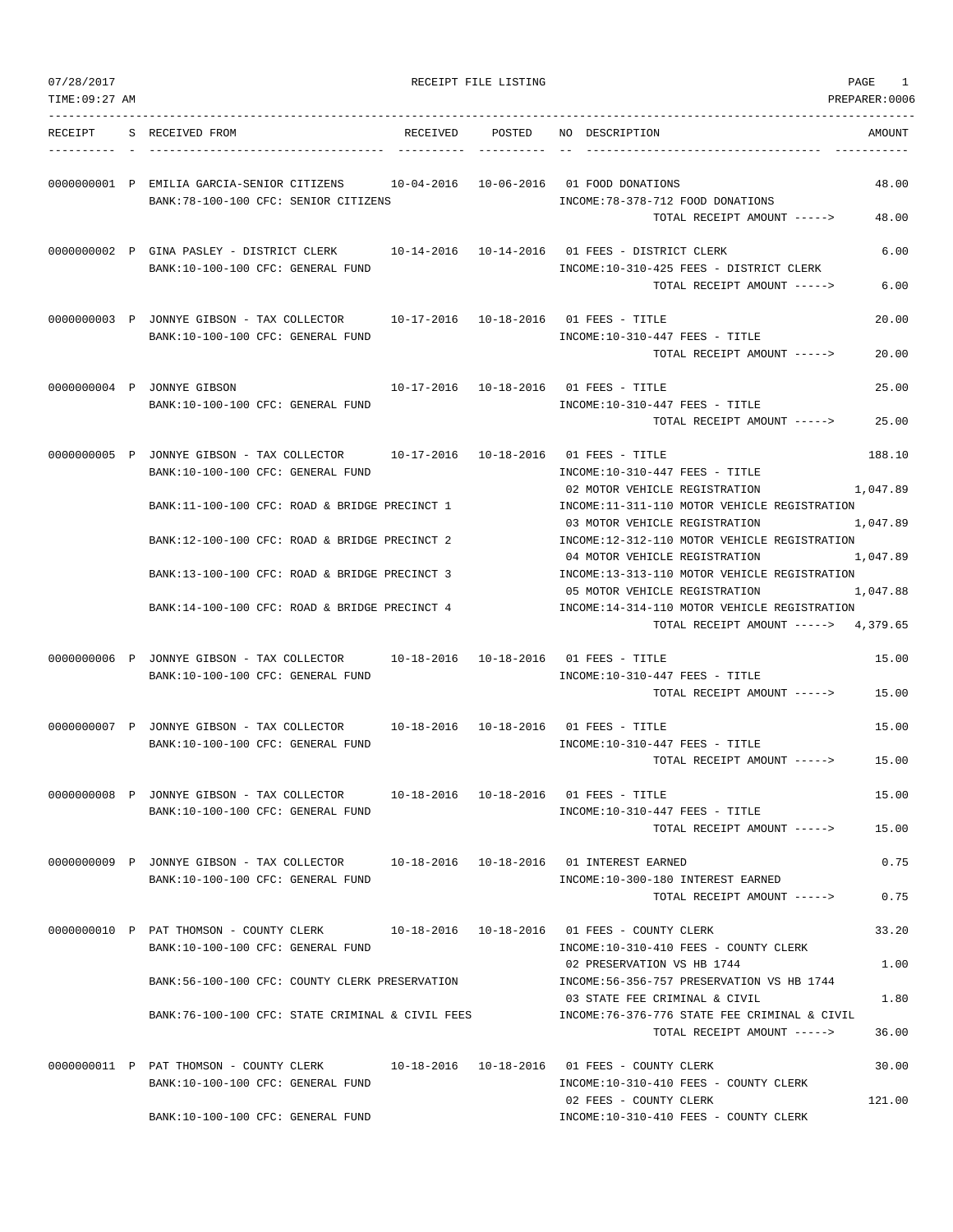07/28/2017 RECEIPT FILE LISTING
TIME:09:27 AM PREPARER:0006

| RECEIPT | S | RECEIVED FROM | RECEIVED | POSTED | NO | DESCRIPTION | AMOUNT |
|---|---|---|---|---|---|---|---|
| 0000000001 | P | EMILIA GARCIA-SENIOR CITIZENS | 10-04-2016 | 10-06-2016 | 01 | FOOD DONATIONS | 48.00 |
| | | BANK:78-100-100 CFC: SENIOR CITIZENS | | | | INCOME:78-378-712 FOOD DONATIONS | |
| | | | | | | TOTAL RECEIPT AMOUNT -----> | 48.00 |
| 0000000002 | P | GINA PASLEY - DISTRICT CLERK | 10-14-2016 | 10-14-2016 | 01 | FEES - DISTRICT CLERK | 6.00 |
| | | BANK:10-100-100 CFC: GENERAL FUND | | | | INCOME:10-310-425 FEES - DISTRICT CLERK | |
| | | | | | | TOTAL RECEIPT AMOUNT -----> | 6.00 |
| 0000000003 | P | JONNYE GIBSON - TAX COLLECTOR | 10-17-2016 | 10-18-2016 | 01 | FEES - TITLE | 20.00 |
| | | BANK:10-100-100 CFC: GENERAL FUND | | | | INCOME:10-310-447 FEES - TITLE | |
| | | | | | | TOTAL RECEIPT AMOUNT -----> | 20.00 |
| 0000000004 | P | JONNYE GIBSON | 10-17-2016 | 10-18-2016 | 01 | FEES - TITLE | 25.00 |
| | | BANK:10-100-100 CFC: GENERAL FUND | | | | INCOME:10-310-447 FEES - TITLE | |
| | | | | | | TOTAL RECEIPT AMOUNT -----> | 25.00 |
| 0000000005 | P | JONNYE GIBSON - TAX COLLECTOR | 10-17-2016 | 10-18-2016 | 01 | FEES - TITLE | 188.10 |
| | | BANK:10-100-100 CFC: GENERAL FUND | | | | INCOME:10-310-447 FEES - TITLE | |
| | | | | | 02 | MOTOR VEHICLE REGISTRATION | 1,047.89 |
| | | BANK:11-100-100 CFC: ROAD & BRIDGE PRECINCT 1 | | | | INCOME:11-311-110 MOTOR VEHICLE REGISTRATION | |
| | | | | | 03 | MOTOR VEHICLE REGISTRATION | 1,047.89 |
| | | BANK:12-100-100 CFC: ROAD & BRIDGE PRECINCT 2 | | | | INCOME:12-312-110 MOTOR VEHICLE REGISTRATION | |
| | | | | | 04 | MOTOR VEHICLE REGISTRATION | 1,047.89 |
| | | BANK:13-100-100 CFC: ROAD & BRIDGE PRECINCT 3 | | | | INCOME:13-313-110 MOTOR VEHICLE REGISTRATION | |
| | | | | | 05 | MOTOR VEHICLE REGISTRATION | 1,047.88 |
| | | BANK:14-100-100 CFC: ROAD & BRIDGE PRECINCT 4 | | | | INCOME:14-314-110 MOTOR VEHICLE REGISTRATION | |
| | | | | | | TOTAL RECEIPT AMOUNT -----> | 4,379.65 |
| 0000000006 | P | JONNYE GIBSON - TAX COLLECTOR | 10-18-2016 | 10-18-2016 | 01 | FEES - TITLE | 15.00 |
| | | BANK:10-100-100 CFC: GENERAL FUND | | | | INCOME:10-310-447 FEES - TITLE | |
| | | | | | | TOTAL RECEIPT AMOUNT -----> | 15.00 |
| 0000000007 | P | JONNYE GIBSON - TAX COLLECTOR | 10-18-2016 | 10-18-2016 | 01 | FEES - TITLE | 15.00 |
| | | BANK:10-100-100 CFC: GENERAL FUND | | | | INCOME:10-310-447 FEES - TITLE | |
| | | | | | | TOTAL RECEIPT AMOUNT -----> | 15.00 |
| 0000000008 | P | JONNYE GIBSON - TAX COLLECTOR | 10-18-2016 | 10-18-2016 | 01 | FEES - TITLE | 15.00 |
| | | BANK:10-100-100 CFC: GENERAL FUND | | | | INCOME:10-310-447 FEES - TITLE | |
| | | | | | | TOTAL RECEIPT AMOUNT -----> | 15.00 |
| 0000000009 | P | JONNYE GIBSON - TAX COLLECTOR | 10-18-2016 | 10-18-2016 | 01 | INTEREST EARNED | 0.75 |
| | | BANK:10-100-100 CFC: GENERAL FUND | | | | INCOME:10-300-180 INTEREST EARNED | |
| | | | | | | TOTAL RECEIPT AMOUNT -----> | 0.75 |
| 0000000010 | P | PAT THOMSON - COUNTY CLERK | 10-18-2016 | 10-18-2016 | 01 | FEES - COUNTY CLERK | 33.20 |
| | | BANK:10-100-100 CFC: GENERAL FUND | | | | INCOME:10-310-410 FEES - COUNTY CLERK | |
| | | | | | 02 | PRESERVATION VS HB 1744 | 1.00 |
| | | BANK:56-100-100 CFC: COUNTY CLERK PRESERVATION | | | | INCOME:56-356-757 PRESERVATION VS HB 1744 | |
| | | | | | 03 | STATE FEE CRIMINAL & CIVIL | 1.80 |
| | | BANK:76-100-100 CFC: STATE CRIMINAL & CIVIL FEES | | | | INCOME:76-376-776 STATE FEE CRIMINAL & CIVIL | |
| | | | | | | TOTAL RECEIPT AMOUNT -----> | 36.00 |
| 0000000011 | P | PAT THOMSON - COUNTY CLERK | 10-18-2016 | 10-18-2016 | 01 | FEES - COUNTY CLERK | 30.00 |
| | | BANK:10-100-100 CFC: GENERAL FUND | | | | INCOME:10-310-410 FEES - COUNTY CLERK | |
| | | | | | 02 | FEES - COUNTY CLERK | 121.00 |
| | | BANK:10-100-100 CFC: GENERAL FUND | | | | INCOME:10-310-410 FEES - COUNTY CLERK | |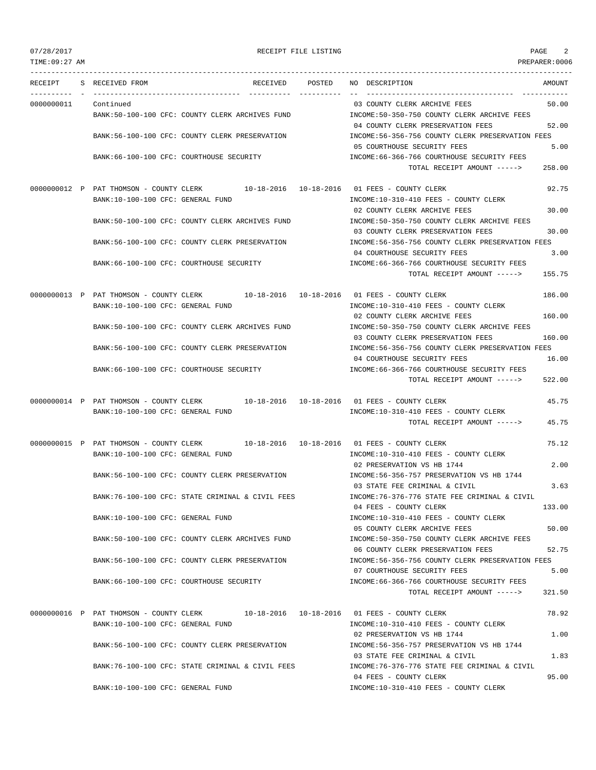07/28/2017 RECEIPT FILE LISTING

TIME:09:27 AM PREPARER:0006

| RECEIPT | S | RECEIVED FROM | RECEIVED | POSTED | NO DESCRIPTION | AMOUNT |
|---|---|---|---|---|---|---|
| 0000000011 | | Continued | | | 03 COUNTY CLERK ARCHIVE FEES | 50.00 |
| | | BANK:50-100-100 CFC: COUNTY CLERK ARCHIVES FUND | | | INCOME:50-350-750 COUNTY CLERK ARCHIVE FEES | |
| | | | | | 04 COUNTY CLERK PRESERVATION FEES | 52.00 |
| | | BANK:56-100-100 CFC: COUNTY CLERK PRESERVATION | | | INCOME:56-356-756 COUNTY CLERK PRESERVATION FEES | |
| | | | | | 05 COURTHOUSE SECURITY FEES | 5.00 |
| | | BANK:66-100-100 CFC: COURTHOUSE SECURITY | | | INCOME:66-366-766 COURTHOUSE SECURITY FEES | |
| | | | | | TOTAL RECEIPT AMOUNT -----> | 258.00 |
| 0000000012 | P | PAT THOMSON - COUNTY CLERK | 10-18-2016 | 10-18-2016 | 01 FEES - COUNTY CLERK | 92.75 |
| | | BANK:10-100-100 CFC: GENERAL FUND | | | INCOME:10-310-410 FEES - COUNTY CLERK | |
| | | | | | 02 COUNTY CLERK ARCHIVE FEES | 30.00 |
| | | BANK:50-100-100 CFC: COUNTY CLERK ARCHIVES FUND | | | INCOME:50-350-750 COUNTY CLERK ARCHIVE FEES | |
| | | | | | 03 COUNTY CLERK PRESERVATION FEES | 30.00 |
| | | BANK:56-100-100 CFC: COUNTY CLERK PRESERVATION | | | INCOME:56-356-756 COUNTY CLERK PRESERVATION FEES | |
| | | | | | 04 COURTHOUSE SECURITY FEES | 3.00 |
| | | BANK:66-100-100 CFC: COURTHOUSE SECURITY | | | INCOME:66-366-766 COURTHOUSE SECURITY FEES | |
| | | | | | TOTAL RECEIPT AMOUNT -----> | 155.75 |
| 0000000013 | P | PAT THOMSON - COUNTY CLERK | 10-18-2016 | 10-18-2016 | 01 FEES - COUNTY CLERK | 186.00 |
| | | BANK:10-100-100 CFC: GENERAL FUND | | | INCOME:10-310-410 FEES - COUNTY CLERK | |
| | | | | | 02 COUNTY CLERK ARCHIVE FEES | 160.00 |
| | | BANK:50-100-100 CFC: COUNTY CLERK ARCHIVES FUND | | | INCOME:50-350-750 COUNTY CLERK ARCHIVE FEES | |
| | | | | | 03 COUNTY CLERK PRESERVATION FEES | 160.00 |
| | | BANK:56-100-100 CFC: COUNTY CLERK PRESERVATION | | | INCOME:56-356-756 COUNTY CLERK PRESERVATION FEES | |
| | | | | | 04 COURTHOUSE SECURITY FEES | 16.00 |
| | | BANK:66-100-100 CFC: COURTHOUSE SECURITY | | | INCOME:66-366-766 COURTHOUSE SECURITY FEES | |
| | | | | | TOTAL RECEIPT AMOUNT -----> | 522.00 |
| 0000000014 | P | PAT THOMSON - COUNTY CLERK | 10-18-2016 | 10-18-2016 | 01 FEES - COUNTY CLERK | 45.75 |
| | | BANK:10-100-100 CFC: GENERAL FUND | | | INCOME:10-310-410 FEES - COUNTY CLERK | |
| | | | | | TOTAL RECEIPT AMOUNT -----> | 45.75 |
| 0000000015 | P | PAT THOMSON - COUNTY CLERK | 10-18-2016 | 10-18-2016 | 01 FEES - COUNTY CLERK | 75.12 |
| | | BANK:10-100-100 CFC: GENERAL FUND | | | INCOME:10-310-410 FEES - COUNTY CLERK | |
| | | | | | 02 PRESERVATION VS HB 1744 | 2.00 |
| | | BANK:56-100-100 CFC: COUNTY CLERK PRESERVATION | | | INCOME:56-356-757 PRESERVATION VS HB 1744 | |
| | | | | | 03 STATE FEE CRIMINAL & CIVIL | 3.63 |
| | | BANK:76-100-100 CFC: STATE CRIMINAL & CIVIL FEES | | | INCOME:76-376-776 STATE FEE CRIMINAL & CIVIL | |
| | | | | | 04 FEES - COUNTY CLERK | 133.00 |
| | | BANK:10-100-100 CFC: GENERAL FUND | | | INCOME:10-310-410 FEES - COUNTY CLERK | |
| | | | | | 05 COUNTY CLERK ARCHIVE FEES | 50.00 |
| | | BANK:50-100-100 CFC: COUNTY CLERK ARCHIVES FUND | | | INCOME:50-350-750 COUNTY CLERK ARCHIVE FEES | |
| | | | | | 06 COUNTY CLERK PRESERVATION FEES | 52.75 |
| | | BANK:56-100-100 CFC: COUNTY CLERK PRESERVATION | | | INCOME:56-356-756 COUNTY CLERK PRESERVATION FEES | |
| | | | | | 07 COURTHOUSE SECURITY FEES | 5.00 |
| | | BANK:66-100-100 CFC: COURTHOUSE SECURITY | | | INCOME:66-366-766 COURTHOUSE SECURITY FEES | |
| | | | | | TOTAL RECEIPT AMOUNT -----> | 321.50 |
| 0000000016 | P | PAT THOMSON - COUNTY CLERK | 10-18-2016 | 10-18-2016 | 01 FEES - COUNTY CLERK | 78.92 |
| | | BANK:10-100-100 CFC: GENERAL FUND | | | INCOME:10-310-410 FEES - COUNTY CLERK | |
| | | | | | 02 PRESERVATION VS HB 1744 | 1.00 |
| | | BANK:56-100-100 CFC: COUNTY CLERK PRESERVATION | | | INCOME:56-356-757 PRESERVATION VS HB 1744 | |
| | | | | | 03 STATE FEE CRIMINAL & CIVIL | 1.83 |
| | | BANK:76-100-100 CFC: STATE CRIMINAL & CIVIL FEES | | | INCOME:76-376-776 STATE FEE CRIMINAL & CIVIL | |
| | | | | | 04 FEES - COUNTY CLERK | 95.00 |
| | | BANK:10-100-100 CFC: GENERAL FUND | | | INCOME:10-310-410 FEES - COUNTY CLERK | |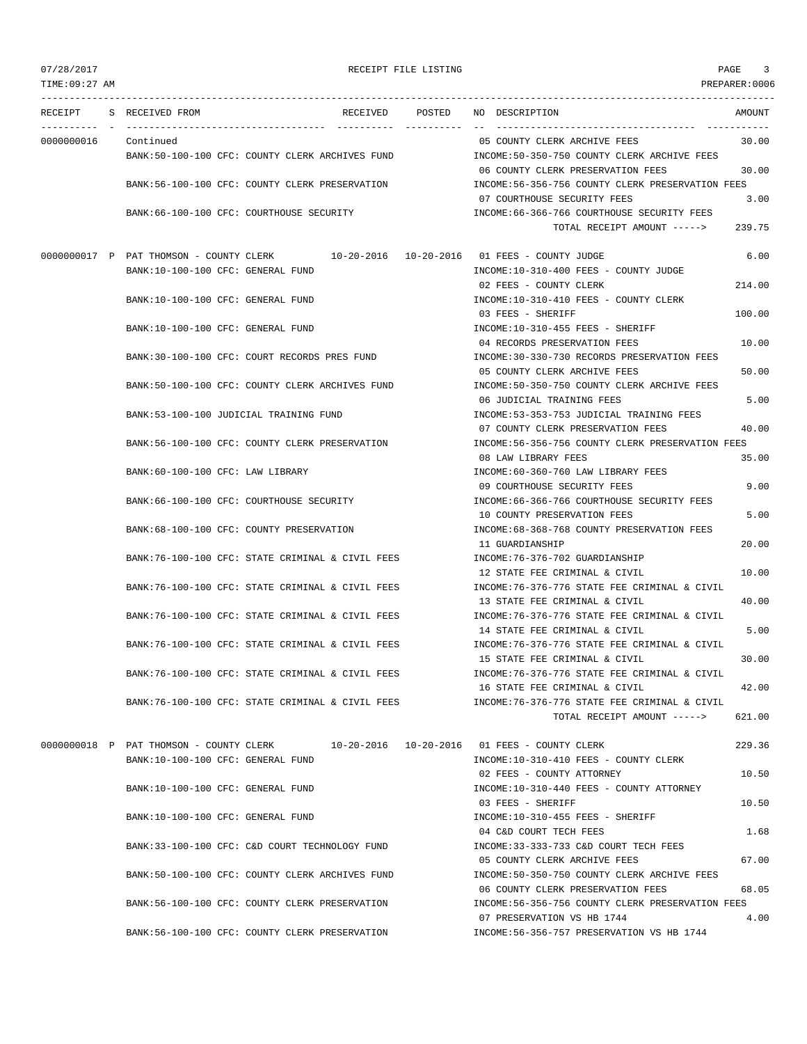RECEIPT FILE LISTING

| RECEIPT | S | RECEIVED FROM | RECEIVED | POSTED | NO | DESCRIPTION | AMOUNT |
|---|---|---|---|---|---|---|---|
| 0000000016 | | Continued | | | 05 | COUNTY CLERK ARCHIVE FEES | 30.00 |
| | | BANK:50-100-100 CFC: COUNTY CLERK ARCHIVES FUND | | | | INCOME:50-350-750 COUNTY CLERK ARCHIVE FEES | |
| | | | | | 06 | COUNTY CLERK PRESERVATION FEES | 30.00 |
| | | BANK:56-100-100 CFC: COUNTY CLERK PRESERVATION | | | | INCOME:56-356-756 COUNTY CLERK PRESERVATION FEES | |
| | | | | | 07 | COURTHOUSE SECURITY FEES | 3.00 |
| | | BANK:66-100-100 CFC: COURTHOUSE SECURITY | | | | INCOME:66-366-766 COURTHOUSE SECURITY FEES | |
| | | | | | | TOTAL RECEIPT AMOUNT -----> | 239.75 |
| 0000000017 | P | PAT THOMSON - COUNTY CLERK | 10-20-2016 | 10-20-2016 | 01 | FEES - COUNTY JUDGE | 6.00 |
| | | BANK:10-100-100 CFC: GENERAL FUND | | | | INCOME:10-310-400 FEES - COUNTY JUDGE | |
| | | | | | 02 | FEES - COUNTY CLERK | 214.00 |
| | | BANK:10-100-100 CFC: GENERAL FUND | | | | INCOME:10-310-410 FEES - COUNTY CLERK | |
| | | | | | 03 | FEES - SHERIFF | 100.00 |
| | | BANK:10-100-100 CFC: GENERAL FUND | | | | INCOME:10-310-455 FEES - SHERIFF | |
| | | | | | 04 | RECORDS PRESERVATION FEES | 10.00 |
| | | BANK:30-100-100 CFC: COURT RECORDS PRES FUND | | | | INCOME:30-330-730 RECORDS PRESERVATION FEES | |
| | | | | | 05 | COUNTY CLERK ARCHIVE FEES | 50.00 |
| | | BANK:50-100-100 CFC: COUNTY CLERK ARCHIVES FUND | | | | INCOME:50-350-750 COUNTY CLERK ARCHIVE FEES | |
| | | | | | 06 | JUDICIAL TRAINING FEES | 5.00 |
| | | BANK:53-100-100 JUDICIAL TRAINING FUND | | | | INCOME:53-353-753 JUDICIAL TRAINING FEES | |
| | | | | | 07 | COUNTY CLERK PRESERVATION FEES | 40.00 |
| | | BANK:56-100-100 CFC: COUNTY CLERK PRESERVATION | | | | INCOME:56-356-756 COUNTY CLERK PRESERVATION FEES | |
| | | | | | 08 | LAW LIBRARY FEES | 35.00 |
| | | BANK:60-100-100 CFC: LAW LIBRARY | | | | INCOME:60-360-760 LAW LIBRARY FEES | |
| | | | | | 09 | COURTHOUSE SECURITY FEES | 9.00 |
| | | BANK:66-100-100 CFC: COURTHOUSE SECURITY | | | | INCOME:66-366-766 COURTHOUSE SECURITY FEES | |
| | | | | | 10 | COUNTY PRESERVATION FEES | 5.00 |
| | | BANK:68-100-100 CFC: COUNTY PRESERVATION | | | | INCOME:68-368-768 COUNTY PRESERVATION FEES | |
| | | | | | 11 | GUARDIANSHIP | 20.00 |
| | | BANK:76-100-100 CFC: STATE CRIMINAL & CIVIL FEES | | | | INCOME:76-376-702 GUARDIANSHIP | |
| | | | | | 12 | STATE FEE CRIMINAL & CIVIL | 10.00 |
| | | BANK:76-100-100 CFC: STATE CRIMINAL & CIVIL FEES | | | | INCOME:76-376-776 STATE FEE CRIMINAL & CIVIL | |
| | | | | | 13 | STATE FEE CRIMINAL & CIVIL | 40.00 |
| | | BANK:76-100-100 CFC: STATE CRIMINAL & CIVIL FEES | | | | INCOME:76-376-776 STATE FEE CRIMINAL & CIVIL | |
| | | | | | 14 | STATE FEE CRIMINAL & CIVIL | 5.00 |
| | | BANK:76-100-100 CFC: STATE CRIMINAL & CIVIL FEES | | | | INCOME:76-376-776 STATE FEE CRIMINAL & CIVIL | |
| | | | | | 15 | STATE FEE CRIMINAL & CIVIL | 30.00 |
| | | BANK:76-100-100 CFC: STATE CRIMINAL & CIVIL FEES | | | | INCOME:76-376-776 STATE FEE CRIMINAL & CIVIL | |
| | | | | | 16 | STATE FEE CRIMINAL & CIVIL | 42.00 |
| | | BANK:76-100-100 CFC: STATE CRIMINAL & CIVIL FEES | | | | INCOME:76-376-776 STATE FEE CRIMINAL & CIVIL | |
| | | | | | | TOTAL RECEIPT AMOUNT -----> | 621.00 |
| 0000000018 | P | PAT THOMSON - COUNTY CLERK | 10-20-2016 | 10-20-2016 | 01 | FEES - COUNTY CLERK | 229.36 |
| | | BANK:10-100-100 CFC: GENERAL FUND | | | | INCOME:10-310-410 FEES - COUNTY CLERK | |
| | | | | | 02 | FEES - COUNTY ATTORNEY | 10.50 |
| | | BANK:10-100-100 CFC: GENERAL FUND | | | | INCOME:10-310-440 FEES - COUNTY ATTORNEY | |
| | | | | | 03 | FEES - SHERIFF | 10.50 |
| | | BANK:10-100-100 CFC: GENERAL FUND | | | | INCOME:10-310-455 FEES - SHERIFF | |
| | | | | | 04 | C&D COURT TECH FEES | 1.68 |
| | | BANK:33-100-100 CFC: C&D COURT TECHNOLOGY FUND | | | | INCOME:33-333-733 C&D COURT TECH FEES | |
| | | | | | 05 | COUNTY CLERK ARCHIVE FEES | 67.00 |
| | | BANK:50-100-100 CFC: COUNTY CLERK ARCHIVES FUND | | | | INCOME:50-350-750 COUNTY CLERK ARCHIVE FEES | |
| | | | | | 06 | COUNTY CLERK PRESERVATION FEES | 68.05 |
| | | BANK:56-100-100 CFC: COUNTY CLERK PRESERVATION | | | | INCOME:56-356-756 COUNTY CLERK PRESERVATION FEES | |
| | | | | | 07 | PRESERVATION VS HB 1744 | 4.00 |
| | | BANK:56-100-100 CFC: COUNTY CLERK PRESERVATION | | | | INCOME:56-356-757 PRESERVATION VS HB 1744 | |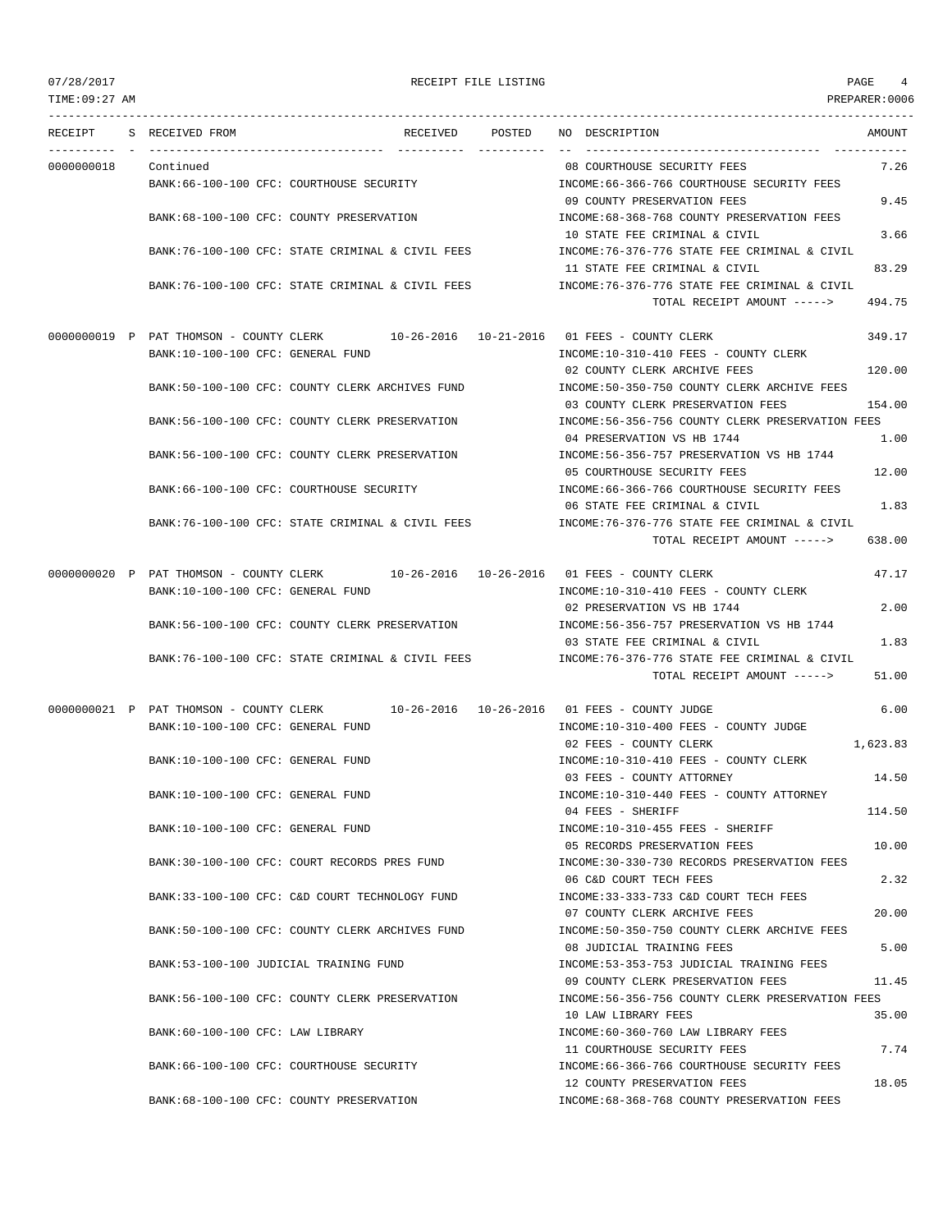| RECEIPT | S | RECEIVED FROM | RECEIVED | POSTED | NO | DESCRIPTION | AMOUNT |
|---|---|---|---|---|---|---|---|
| 0000000018 | | Continued | | | 08 | COURTHOUSE SECURITY FEES | 7.26 |
| | | BANK:66-100-100 CFC: COURTHOUSE SECURITY | | | | INCOME:66-366-766 COURTHOUSE SECURITY FEES | |
| | | | | | 09 | COUNTY PRESERVATION FEES | 9.45 |
| | | BANK:68-100-100 CFC: COUNTY PRESERVATION | | | | INCOME:68-368-768 COUNTY PRESERVATION FEES | |
| | | | | | 10 | STATE FEE CRIMINAL & CIVIL | 3.66 |
| | | BANK:76-100-100 CFC: STATE CRIMINAL & CIVIL FEES | | | | INCOME:76-376-776 STATE FEE CRIMINAL & CIVIL | |
| | | | | | 11 | STATE FEE CRIMINAL & CIVIL | 83.29 |
| | | BANK:76-100-100 CFC: STATE CRIMINAL & CIVIL FEES | | | | INCOME:76-376-776 STATE FEE CRIMINAL & CIVIL | |
| | | | | | | TOTAL RECEIPT AMOUNT -----> | 494.75 |
| 0000000019 | P | PAT THOMSON - COUNTY CLERK | 10-26-2016 | 10-21-2016 | 01 | FEES - COUNTY CLERK | 349.17 |
| | | BANK:10-100-100 CFC: GENERAL FUND | | | | INCOME:10-310-410 FEES - COUNTY CLERK | |
| | | | | | 02 | COUNTY CLERK ARCHIVE FEES | 120.00 |
| | | BANK:50-100-100 CFC: COUNTY CLERK ARCHIVES FUND | | | | INCOME:50-350-750 COUNTY CLERK ARCHIVE FEES | |
| | | | | | 03 | COUNTY CLERK PRESERVATION FEES | 154.00 |
| | | BANK:56-100-100 CFC: COUNTY CLERK PRESERVATION | | | | INCOME:56-356-756 COUNTY CLERK PRESERVATION FEES | |
| | | | | | 04 | PRESERVATION VS HB 1744 | 1.00 |
| | | BANK:56-100-100 CFC: COUNTY CLERK PRESERVATION | | | | INCOME:56-356-757 PRESERVATION VS HB 1744 | |
| | | | | | 05 | COURTHOUSE SECURITY FEES | 12.00 |
| | | BANK:66-100-100 CFC: COURTHOUSE SECURITY | | | | INCOME:66-366-766 COURTHOUSE SECURITY FEES | |
| | | | | | 06 | STATE FEE CRIMINAL & CIVIL | 1.83 |
| | | BANK:76-100-100 CFC: STATE CRIMINAL & CIVIL FEES | | | | INCOME:76-376-776 STATE FEE CRIMINAL & CIVIL | |
| | | | | | | TOTAL RECEIPT AMOUNT -----> | 638.00 |
| 0000000020 | P | PAT THOMSON - COUNTY CLERK | 10-26-2016 | 10-26-2016 | 01 | FEES - COUNTY CLERK | 47.17 |
| | | BANK:10-100-100 CFC: GENERAL FUND | | | | INCOME:10-310-410 FEES - COUNTY CLERK | |
| | | | | | 02 | PRESERVATION VS HB 1744 | 2.00 |
| | | BANK:56-100-100 CFC: COUNTY CLERK PRESERVATION | | | | INCOME:56-356-757 PRESERVATION VS HB 1744 | |
| | | | | | 03 | STATE FEE CRIMINAL & CIVIL | 1.83 |
| | | BANK:76-100-100 CFC: STATE CRIMINAL & CIVIL FEES | | | | INCOME:76-376-776 STATE FEE CRIMINAL & CIVIL | |
| | | | | | | TOTAL RECEIPT AMOUNT -----> | 51.00 |
| 0000000021 | P | PAT THOMSON - COUNTY CLERK | 10-26-2016 | 10-26-2016 | 01 | FEES - COUNTY JUDGE | 6.00 |
| | | BANK:10-100-100 CFC: GENERAL FUND | | | | INCOME:10-310-400 FEES - COUNTY JUDGE | |
| | | | | | 02 | FEES - COUNTY CLERK | 1,623.83 |
| | | BANK:10-100-100 CFC: GENERAL FUND | | | | INCOME:10-310-410 FEES - COUNTY CLERK | |
| | | | | | 03 | FEES - COUNTY ATTORNEY | 14.50 |
| | | BANK:10-100-100 CFC: GENERAL FUND | | | | INCOME:10-310-440 FEES - COUNTY ATTORNEY | |
| | | | | | 04 | FEES - SHERIFF | 114.50 |
| | | BANK:10-100-100 CFC: GENERAL FUND | | | | INCOME:10-310-455 FEES - SHERIFF | |
| | | | | | 05 | RECORDS PRESERVATION FEES | 10.00 |
| | | BANK:30-100-100 CFC: COURT RECORDS PRES FUND | | | | INCOME:30-330-730 RECORDS PRESERVATION FEES | |
| | | | | | 06 | C&D COURT TECH FEES | 2.32 |
| | | BANK:33-100-100 CFC: C&D COURT TECHNOLOGY FUND | | | | INCOME:33-333-733 C&D COURT TECH FEES | |
| | | | | | 07 | COUNTY CLERK ARCHIVE FEES | 20.00 |
| | | BANK:50-100-100 CFC: COUNTY CLERK ARCHIVES FUND | | | | INCOME:50-350-750 COUNTY CLERK ARCHIVE FEES | |
| | | | | | 08 | JUDICIAL TRAINING FEES | 5.00 |
| | | BANK:53-100-100 JUDICIAL TRAINING FUND | | | | INCOME:53-353-753 JUDICIAL TRAINING FEES | |
| | | | | | 09 | COUNTY CLERK PRESERVATION FEES | 11.45 |
| | | BANK:56-100-100 CFC: COUNTY CLERK PRESERVATION | | | | INCOME:56-356-756 COUNTY CLERK PRESERVATION FEES | |
| | | | | | 10 | LAW LIBRARY FEES | 35.00 |
| | | BANK:60-100-100 CFC: LAW LIBRARY | | | | INCOME:60-360-760 LAW LIBRARY FEES | |
| | | | | | 11 | COURTHOUSE SECURITY FEES | 7.74 |
| | | BANK:66-100-100 CFC: COURTHOUSE SECURITY | | | | INCOME:66-366-766 COURTHOUSE SECURITY FEES | |
| | | | | | 12 | COUNTY PRESERVATION FEES | 18.05 |
| | | BANK:68-100-100 CFC: COUNTY PRESERVATION | | | | INCOME:68-368-768 COUNTY PRESERVATION FEES | |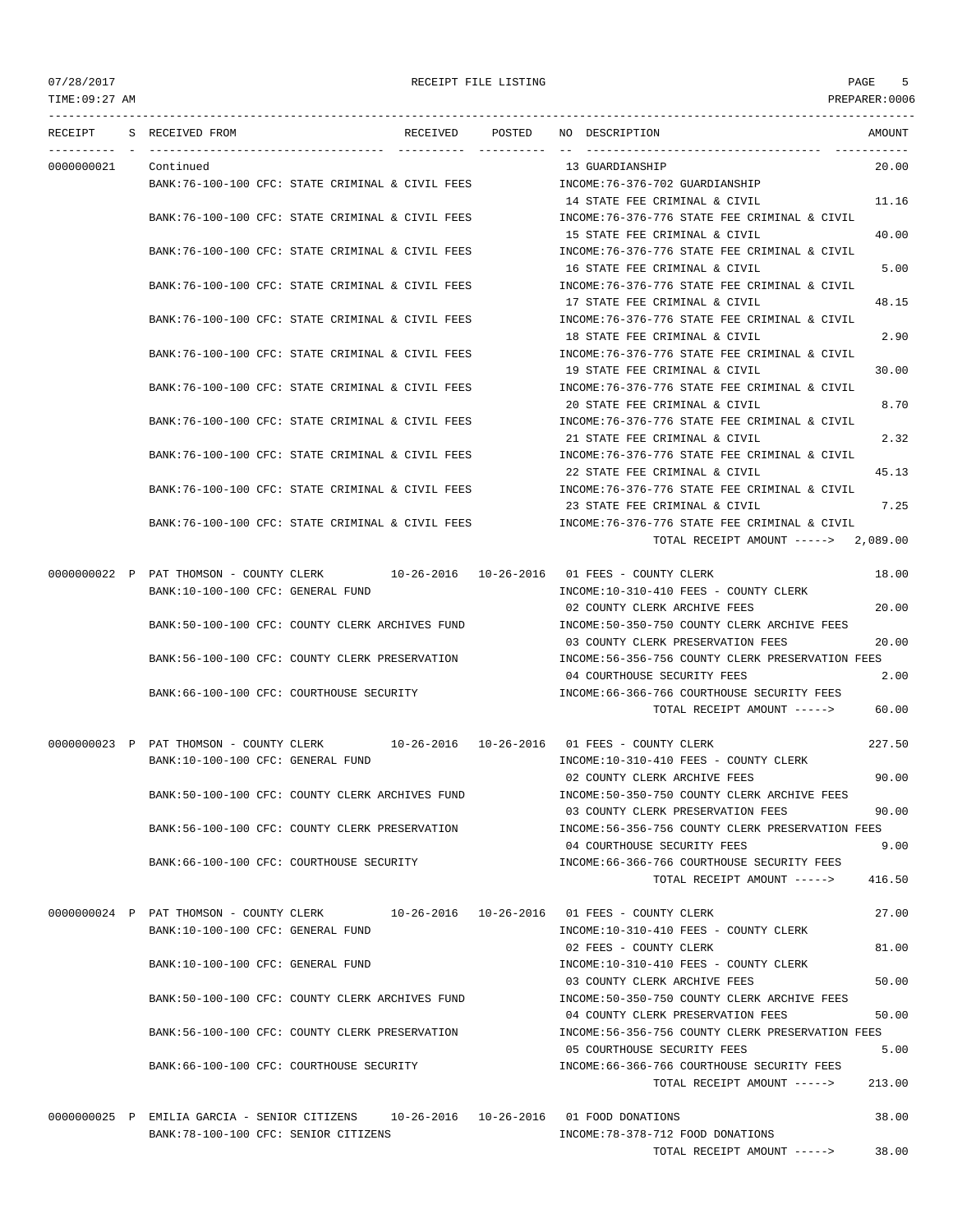| RECEIPT | S | RECEIVED FROM | RECEIVED | POSTED | NO | DESCRIPTION | AMOUNT |
|---|---|---|---|---|---|---|---|
| 0000000021 | | Continued | | | 13 | GUARDIANSHIP | 20.00 |
| | | BANK:76-100-100 CFC: STATE CRIMINAL & CIVIL FEES | | | | INCOME:76-376-702 GUARDIANSHIP | |
| | | | | | 14 | STATE FEE CRIMINAL & CIVIL | 11.16 |
| | | BANK:76-100-100 CFC: STATE CRIMINAL & CIVIL FEES | | | | INCOME:76-376-776 STATE FEE CRIMINAL & CIVIL | |
| | | | | | 15 | STATE FEE CRIMINAL & CIVIL | 40.00 |
| | | BANK:76-100-100 CFC: STATE CRIMINAL & CIVIL FEES | | | | INCOME:76-376-776 STATE FEE CRIMINAL & CIVIL | |
| | | | | | 16 | STATE FEE CRIMINAL & CIVIL | 5.00 |
| | | BANK:76-100-100 CFC: STATE CRIMINAL & CIVIL FEES | | | | INCOME:76-376-776 STATE FEE CRIMINAL & CIVIL | |
| | | | | | 17 | STATE FEE CRIMINAL & CIVIL | 48.15 |
| | | BANK:76-100-100 CFC: STATE CRIMINAL & CIVIL FEES | | | | INCOME:76-376-776 STATE FEE CRIMINAL & CIVIL | |
| | | | | | 18 | STATE FEE CRIMINAL & CIVIL | 2.90 |
| | | BANK:76-100-100 CFC: STATE CRIMINAL & CIVIL FEES | | | | INCOME:76-376-776 STATE FEE CRIMINAL & CIVIL | |
| | | | | | 19 | STATE FEE CRIMINAL & CIVIL | 30.00 |
| | | BANK:76-100-100 CFC: STATE CRIMINAL & CIVIL FEES | | | | INCOME:76-376-776 STATE FEE CRIMINAL & CIVIL | |
| | | | | | 20 | STATE FEE CRIMINAL & CIVIL | 8.70 |
| | | BANK:76-100-100 CFC: STATE CRIMINAL & CIVIL FEES | | | | INCOME:76-376-776 STATE FEE CRIMINAL & CIVIL | |
| | | | | | 21 | STATE FEE CRIMINAL & CIVIL | 2.32 |
| | | BANK:76-100-100 CFC: STATE CRIMINAL & CIVIL FEES | | | | INCOME:76-376-776 STATE FEE CRIMINAL & CIVIL | |
| | | | | | 22 | STATE FEE CRIMINAL & CIVIL | 45.13 |
| | | BANK:76-100-100 CFC: STATE CRIMINAL & CIVIL FEES | | | | INCOME:76-376-776 STATE FEE CRIMINAL & CIVIL | |
| | | | | | 23 | STATE FEE CRIMINAL & CIVIL | 7.25 |
| | | BANK:76-100-100 CFC: STATE CRIMINAL & CIVIL FEES | | | | INCOME:76-376-776 STATE FEE CRIMINAL & CIVIL | |
| | | | | | | TOTAL RECEIPT AMOUNT -----> | 2,089.00 |
| 0000000022 | P | PAT THOMSON - COUNTY CLERK | 10-26-2016 | 10-26-2016 | 01 | FEES - COUNTY CLERK | 18.00 |
| | | BANK:10-100-100 CFC: GENERAL FUND | | | | INCOME:10-310-410 FEES - COUNTY CLERK | |
| | | | | | 02 | COUNTY CLERK ARCHIVE FEES | 20.00 |
| | | BANK:50-100-100 CFC: COUNTY CLERK ARCHIVES FUND | | | | INCOME:50-350-750 COUNTY CLERK ARCHIVE FEES | |
| | | | | | 03 | COUNTY CLERK PRESERVATION FEES | 20.00 |
| | | BANK:56-100-100 CFC: COUNTY CLERK PRESERVATION | | | | INCOME:56-356-756 COUNTY CLERK PRESERVATION FEES | |
| | | | | | 04 | COURTHOUSE SECURITY FEES | 2.00 |
| | | BANK:66-100-100 CFC: COURTHOUSE SECURITY | | | | INCOME:66-366-766 COURTHOUSE SECURITY FEES | |
| | | | | | | TOTAL RECEIPT AMOUNT -----> | 60.00 |
| 0000000023 | P | PAT THOMSON - COUNTY CLERK | 10-26-2016 | 10-26-2016 | 01 | FEES - COUNTY CLERK | 227.50 |
| | | BANK:10-100-100 CFC: GENERAL FUND | | | | INCOME:10-310-410 FEES - COUNTY CLERK | |
| | | | | | 02 | COUNTY CLERK ARCHIVE FEES | 90.00 |
| | | BANK:50-100-100 CFC: COUNTY CLERK ARCHIVES FUND | | | | INCOME:50-350-750 COUNTY CLERK ARCHIVE FEES | |
| | | | | | 03 | COUNTY CLERK PRESERVATION FEES | 90.00 |
| | | BANK:56-100-100 CFC: COUNTY CLERK PRESERVATION | | | | INCOME:56-356-756 COUNTY CLERK PRESERVATION FEES | |
| | | | | | 04 | COURTHOUSE SECURITY FEES | 9.00 |
| | | BANK:66-100-100 CFC: COURTHOUSE SECURITY | | | | INCOME:66-366-766 COURTHOUSE SECURITY FEES | |
| | | | | | | TOTAL RECEIPT AMOUNT -----> | 416.50 |
| 0000000024 | P | PAT THOMSON - COUNTY CLERK | 10-26-2016 | 10-26-2016 | 01 | FEES - COUNTY CLERK | 27.00 |
| | | BANK:10-100-100 CFC: GENERAL FUND | | | | INCOME:10-310-410 FEES - COUNTY CLERK | |
| | | | | | 02 | FEES - COUNTY CLERK | 81.00 |
| | | BANK:10-100-100 CFC: GENERAL FUND | | | | INCOME:10-310-410 FEES - COUNTY CLERK | |
| | | | | | 03 | COUNTY CLERK ARCHIVE FEES | 50.00 |
| | | BANK:50-100-100 CFC: COUNTY CLERK ARCHIVES FUND | | | | INCOME:50-350-750 COUNTY CLERK ARCHIVE FEES | |
| | | | | | 04 | COUNTY CLERK PRESERVATION FEES | 50.00 |
| | | BANK:56-100-100 CFC: COUNTY CLERK PRESERVATION | | | | INCOME:56-356-756 COUNTY CLERK PRESERVATION FEES | |
| | | | | | 05 | COURTHOUSE SECURITY FEES | 5.00 |
| | | BANK:66-100-100 CFC: COURTHOUSE SECURITY | | | | INCOME:66-366-766 COURTHOUSE SECURITY FEES | |
| | | | | | | TOTAL RECEIPT AMOUNT -----> | 213.00 |
| 0000000025 | P | EMILIA GARCIA - SENIOR CITIZENS | 10-26-2016 | 10-26-2016 | 01 | FOOD DONATIONS | 38.00 |
| | | BANK:78-100-100 CFC: SENIOR CITIZENS | | | | INCOME:78-378-712 FOOD DONATIONS | |
| | | | | | | TOTAL RECEIPT AMOUNT -----> | 38.00 |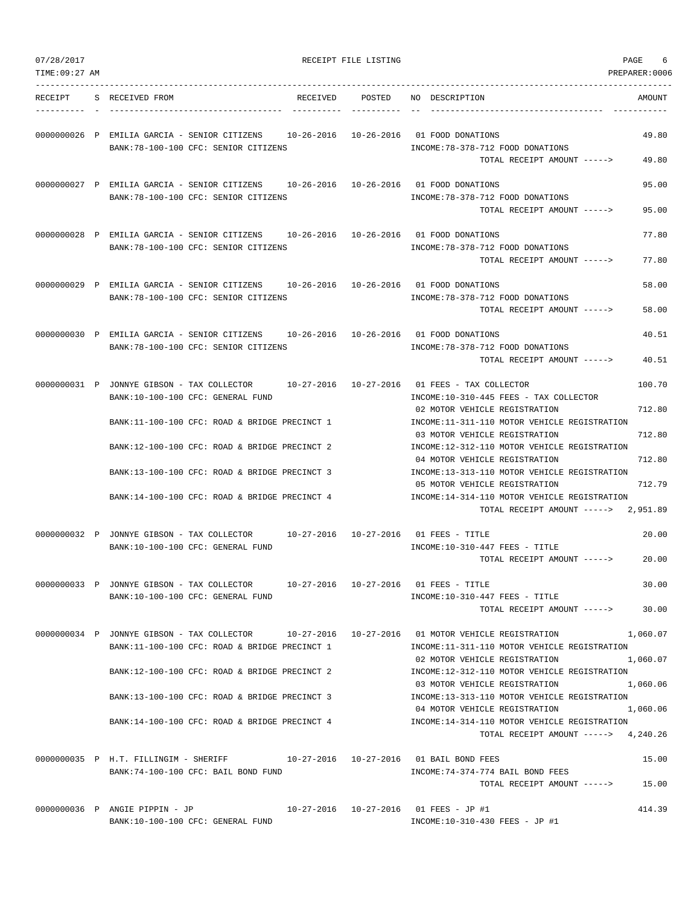RECEIPT FILE LISTING

07/28/2017
TIME:09:27 AM
PREPARER:0006

| RECEIPT | S | RECEIVED FROM | RECEIVED | POSTED | NO | DESCRIPTION | AMOUNT |
|---|---|---|---|---|---|---|---|
| 0000000026 | P | EMILIA GARCIA - SENIOR CITIZENS | 10-26-2016 | 10-26-2016 | 01 | FOOD DONATIONS | 49.80 |
| | | BANK:78-100-100 CFC: SENIOR CITIZENS | | | | INCOME:78-378-712 FOOD DONATIONS | |
| | | | | | | TOTAL RECEIPT AMOUNT -----> | 49.80 |
| 0000000027 | P | EMILIA GARCIA - SENIOR CITIZENS | 10-26-2016 | 10-26-2016 | 01 | FOOD DONATIONS | 95.00 |
| | | BANK:78-100-100 CFC: SENIOR CITIZENS | | | | INCOME:78-378-712 FOOD DONATIONS | |
| | | | | | | TOTAL RECEIPT AMOUNT -----> | 95.00 |
| 0000000028 | P | EMILIA GARCIA - SENIOR CITIZENS | 10-26-2016 | 10-26-2016 | 01 | FOOD DONATIONS | 77.80 |
| | | BANK:78-100-100 CFC: SENIOR CITIZENS | | | | INCOME:78-378-712 FOOD DONATIONS | |
| | | | | | | TOTAL RECEIPT AMOUNT -----> | 77.80 |
| 0000000029 | P | EMILIA GARCIA - SENIOR CITIZENS | 10-26-2016 | 10-26-2016 | 01 | FOOD DONATIONS | 58.00 |
| | | BANK:78-100-100 CFC: SENIOR CITIZENS | | | | INCOME:78-378-712 FOOD DONATIONS | |
| | | | | | | TOTAL RECEIPT AMOUNT -----> | 58.00 |
| 0000000030 | P | EMILIA GARCIA - SENIOR CITIZENS | 10-26-2016 | 10-26-2016 | 01 | FOOD DONATIONS | 40.51 |
| | | BANK:78-100-100 CFC: SENIOR CITIZENS | | | | INCOME:78-378-712 FOOD DONATIONS | |
| | | | | | | TOTAL RECEIPT AMOUNT -----> | 40.51 |
| 0000000031 | P | JONNYE GIBSON - TAX COLLECTOR | 10-27-2016 | 10-27-2016 | 01 | FEES - TAX COLLECTOR | 100.70 |
| | | BANK:10-100-100 CFC: GENERAL FUND | | | | INCOME:10-310-445 FEES - TAX COLLECTOR | |
| | | | | | 02 | MOTOR VEHICLE REGISTRATION | 712.80 |
| | | BANK:11-100-100 CFC: ROAD & BRIDGE PRECINCT 1 | | | | INCOME:11-311-110 MOTOR VEHICLE REGISTRATION | |
| | | | | | 03 | MOTOR VEHICLE REGISTRATION | 712.80 |
| | | BANK:12-100-100 CFC: ROAD & BRIDGE PRECINCT 2 | | | | INCOME:12-312-110 MOTOR VEHICLE REGISTRATION | |
| | | | | | 04 | MOTOR VEHICLE REGISTRATION | 712.80 |
| | | BANK:13-100-100 CFC: ROAD & BRIDGE PRECINCT 3 | | | | INCOME:13-313-110 MOTOR VEHICLE REGISTRATION | |
| | | | | | 05 | MOTOR VEHICLE REGISTRATION | 712.79 |
| | | BANK:14-100-100 CFC: ROAD & BRIDGE PRECINCT 4 | | | | INCOME:14-314-110 MOTOR VEHICLE REGISTRATION | |
| | | | | | | TOTAL RECEIPT AMOUNT -----> | 2,951.89 |
| 0000000032 | P | JONNYE GIBSON - TAX COLLECTOR | 10-27-2016 | 10-27-2016 | 01 | FEES - TITLE | 20.00 |
| | | BANK:10-100-100 CFC: GENERAL FUND | | | | INCOME:10-310-447 FEES - TITLE | |
| | | | | | | TOTAL RECEIPT AMOUNT -----> | 20.00 |
| 0000000033 | P | JONNYE GIBSON - TAX COLLECTOR | 10-27-2016 | 10-27-2016 | 01 | FEES - TITLE | 30.00 |
| | | BANK:10-100-100 CFC: GENERAL FUND | | | | INCOME:10-310-447 FEES - TITLE | |
| | | | | | | TOTAL RECEIPT AMOUNT -----> | 30.00 |
| 0000000034 | P | JONNYE GIBSON - TAX COLLECTOR | 10-27-2016 | 10-27-2016 | 01 | MOTOR VEHICLE REGISTRATION | 1,060.07 |
| | | BANK:11-100-100 CFC: ROAD & BRIDGE PRECINCT 1 | | | | INCOME:11-311-110 MOTOR VEHICLE REGISTRATION | |
| | | | | | 02 | MOTOR VEHICLE REGISTRATION | 1,060.07 |
| | | BANK:12-100-100 CFC: ROAD & BRIDGE PRECINCT 2 | | | | INCOME:12-312-110 MOTOR VEHICLE REGISTRATION | |
| | | | | | 03 | MOTOR VEHICLE REGISTRATION | 1,060.06 |
| | | BANK:13-100-100 CFC: ROAD & BRIDGE PRECINCT 3 | | | | INCOME:13-313-110 MOTOR VEHICLE REGISTRATION | |
| | | | | | 04 | MOTOR VEHICLE REGISTRATION | 1,060.06 |
| | | BANK:14-100-100 CFC: ROAD & BRIDGE PRECINCT 4 | | | | INCOME:14-314-110 MOTOR VEHICLE REGISTRATION | |
| | | | | | | TOTAL RECEIPT AMOUNT -----> | 4,240.26 |
| 0000000035 | P | H.T. FILLINGIM - SHERIFF | 10-27-2016 | 10-27-2016 | 01 | BAIL BOND FEES | 15.00 |
| | | BANK:74-100-100 CFC: BAIL BOND FUND | | | | INCOME:74-374-774 BAIL BOND FEES | |
| | | | | | | TOTAL RECEIPT AMOUNT -----> | 15.00 |
| 0000000036 | P | ANGIE PIPPIN - JP | 10-27-2016 | 10-27-2016 | 01 | FEES - JP #1 | 414.39 |
| | | BANK:10-100-100 CFC: GENERAL FUND | | | | INCOME:10-310-430 FEES - JP #1 | |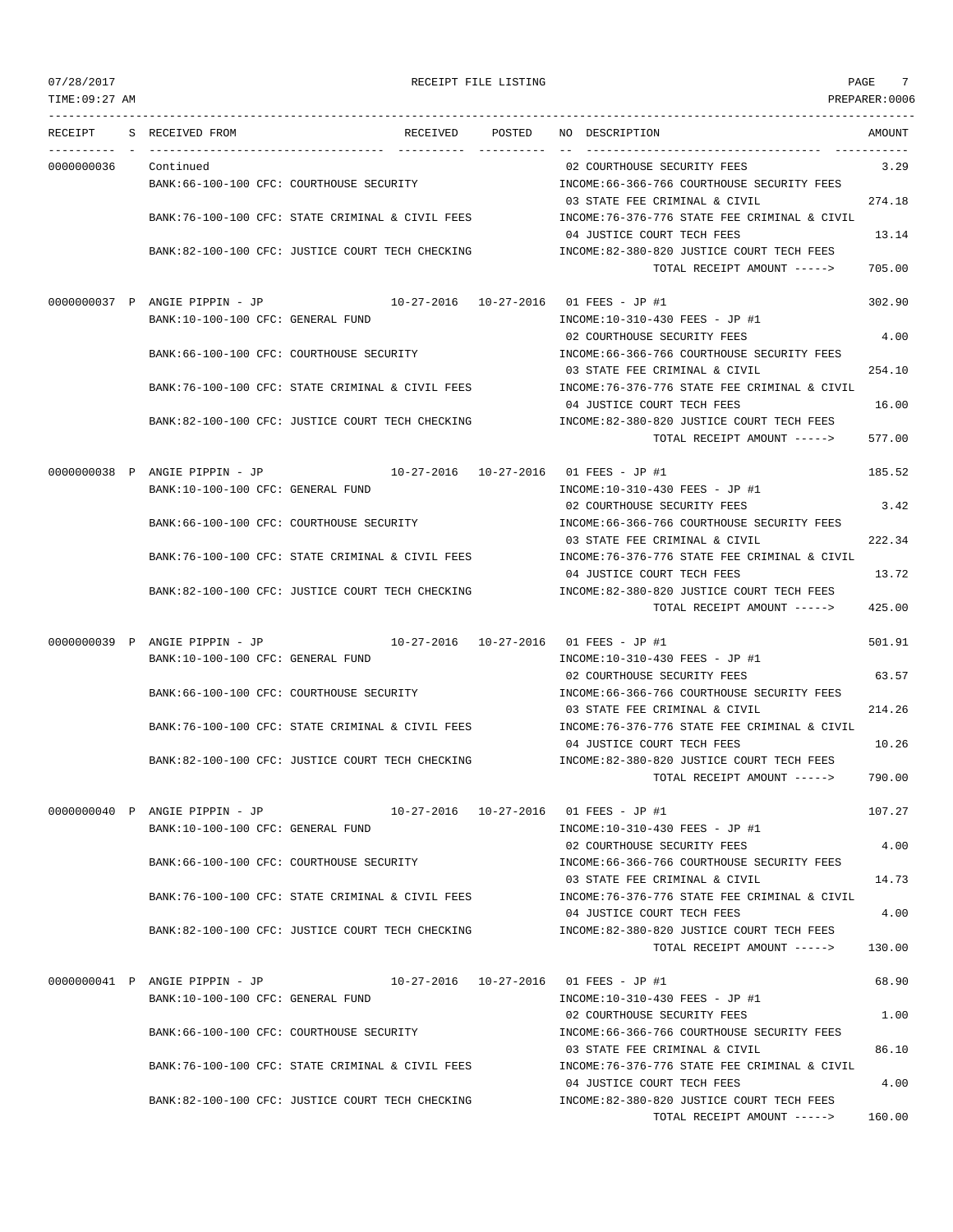07/28/2017 RECEIPT FILE LISTING

TIME:09:27 AM PREPARER:0006

| RECEIPT | S | RECEIVED FROM | RECEIVED | POSTED | NO | DESCRIPTION | AMOUNT |
|---|---|---|---|---|---|---|---|
| 0000000036 | | Continued | | | 02 | COURTHOUSE SECURITY FEES | 3.29 |
| | | BANK:66-100-100 CFC: COURTHOUSE SECURITY | | | | INCOME:66-366-766 COURTHOUSE SECURITY FEES | |
| | | | | | 03 | STATE FEE CRIMINAL & CIVIL | 274.18 |
| | | BANK:76-100-100 CFC: STATE CRIMINAL & CIVIL FEES | | | | INCOME:76-376-776 STATE FEE CRIMINAL & CIVIL | |
| | | | | | 04 | JUSTICE COURT TECH FEES | 13.14 |
| | | BANK:82-100-100 CFC: JUSTICE COURT TECH CHECKING | | | | INCOME:82-380-820 JUSTICE COURT TECH FEES | |
| | | | | | | TOTAL RECEIPT AMOUNT -----> | 705.00 |
| 0000000037 | P | ANGIE PIPPIN - JP | 10-27-2016 | 10-27-2016 | 01 | FEES - JP #1 | 302.90 |
| | | BANK:10-100-100 CFC: GENERAL FUND | | | | INCOME:10-310-430 FEES - JP #1 | |
| | | | | | 02 | COURTHOUSE SECURITY FEES | 4.00 |
| | | BANK:66-100-100 CFC: COURTHOUSE SECURITY | | | | INCOME:66-366-766 COURTHOUSE SECURITY FEES | |
| | | | | | 03 | STATE FEE CRIMINAL & CIVIL | 254.10 |
| | | BANK:76-100-100 CFC: STATE CRIMINAL & CIVIL FEES | | | | INCOME:76-376-776 STATE FEE CRIMINAL & CIVIL | |
| | | | | | 04 | JUSTICE COURT TECH FEES | 16.00 |
| | | BANK:82-100-100 CFC: JUSTICE COURT TECH CHECKING | | | | INCOME:82-380-820 JUSTICE COURT TECH FEES | |
| | | | | | | TOTAL RECEIPT AMOUNT -----> | 577.00 |
| 0000000038 | P | ANGIE PIPPIN - JP | 10-27-2016 | 10-27-2016 | 01 | FEES - JP #1 | 185.52 |
| | | BANK:10-100-100 CFC: GENERAL FUND | | | | INCOME:10-310-430 FEES - JP #1 | |
| | | | | | 02 | COURTHOUSE SECURITY FEES | 3.42 |
| | | BANK:66-100-100 CFC: COURTHOUSE SECURITY | | | | INCOME:66-366-766 COURTHOUSE SECURITY FEES | |
| | | | | | 03 | STATE FEE CRIMINAL & CIVIL | 222.34 |
| | | BANK:76-100-100 CFC: STATE CRIMINAL & CIVIL FEES | | | | INCOME:76-376-776 STATE FEE CRIMINAL & CIVIL | |
| | | | | | 04 | JUSTICE COURT TECH FEES | 13.72 |
| | | BANK:82-100-100 CFC: JUSTICE COURT TECH CHECKING | | | | INCOME:82-380-820 JUSTICE COURT TECH FEES | |
| | | | | | | TOTAL RECEIPT AMOUNT -----> | 425.00 |
| 0000000039 | P | ANGIE PIPPIN - JP | 10-27-2016 | 10-27-2016 | 01 | FEES - JP #1 | 501.91 |
| | | BANK:10-100-100 CFC: GENERAL FUND | | | | INCOME:10-310-430 FEES - JP #1 | |
| | | | | | 02 | COURTHOUSE SECURITY FEES | 63.57 |
| | | BANK:66-100-100 CFC: COURTHOUSE SECURITY | | | | INCOME:66-366-766 COURTHOUSE SECURITY FEES | |
| | | | | | 03 | STATE FEE CRIMINAL & CIVIL | 214.26 |
| | | BANK:76-100-100 CFC: STATE CRIMINAL & CIVIL FEES | | | | INCOME:76-376-776 STATE FEE CRIMINAL & CIVIL | |
| | | | | | 04 | JUSTICE COURT TECH FEES | 10.26 |
| | | BANK:82-100-100 CFC: JUSTICE COURT TECH CHECKING | | | | INCOME:82-380-820 JUSTICE COURT TECH FEES | |
| | | | | | | TOTAL RECEIPT AMOUNT -----> | 790.00 |
| 0000000040 | P | ANGIE PIPPIN - JP | 10-27-2016 | 10-27-2016 | 01 | FEES - JP #1 | 107.27 |
| | | BANK:10-100-100 CFC: GENERAL FUND | | | | INCOME:10-310-430 FEES - JP #1 | |
| | | | | | 02 | COURTHOUSE SECURITY FEES | 4.00 |
| | | BANK:66-100-100 CFC: COURTHOUSE SECURITY | | | | INCOME:66-366-766 COURTHOUSE SECURITY FEES | |
| | | | | | 03 | STATE FEE CRIMINAL & CIVIL | 14.73 |
| | | BANK:76-100-100 CFC: STATE CRIMINAL & CIVIL FEES | | | | INCOME:76-376-776 STATE FEE CRIMINAL & CIVIL | |
| | | | | | 04 | JUSTICE COURT TECH FEES | 4.00 |
| | | BANK:82-100-100 CFC: JUSTICE COURT TECH CHECKING | | | | INCOME:82-380-820 JUSTICE COURT TECH FEES | |
| | | | | | | TOTAL RECEIPT AMOUNT -----> | 130.00 |
| 0000000041 | P | ANGIE PIPPIN - JP | 10-27-2016 | 10-27-2016 | 01 | FEES - JP #1 | 68.90 |
| | | BANK:10-100-100 CFC: GENERAL FUND | | | | INCOME:10-310-430 FEES - JP #1 | |
| | | | | | 02 | COURTHOUSE SECURITY FEES | 1.00 |
| | | BANK:66-100-100 CFC: COURTHOUSE SECURITY | | | | INCOME:66-366-766 COURTHOUSE SECURITY FEES | |
| | | | | | 03 | STATE FEE CRIMINAL & CIVIL | 86.10 |
| | | BANK:76-100-100 CFC: STATE CRIMINAL & CIVIL FEES | | | | INCOME:76-376-776 STATE FEE CRIMINAL & CIVIL | |
| | | | | | 04 | JUSTICE COURT TECH FEES | 4.00 |
| | | BANK:82-100-100 CFC: JUSTICE COURT TECH CHECKING | | | | INCOME:82-380-820 JUSTICE COURT TECH FEES | |
| | | | | | | TOTAL RECEIPT AMOUNT -----> | 160.00 |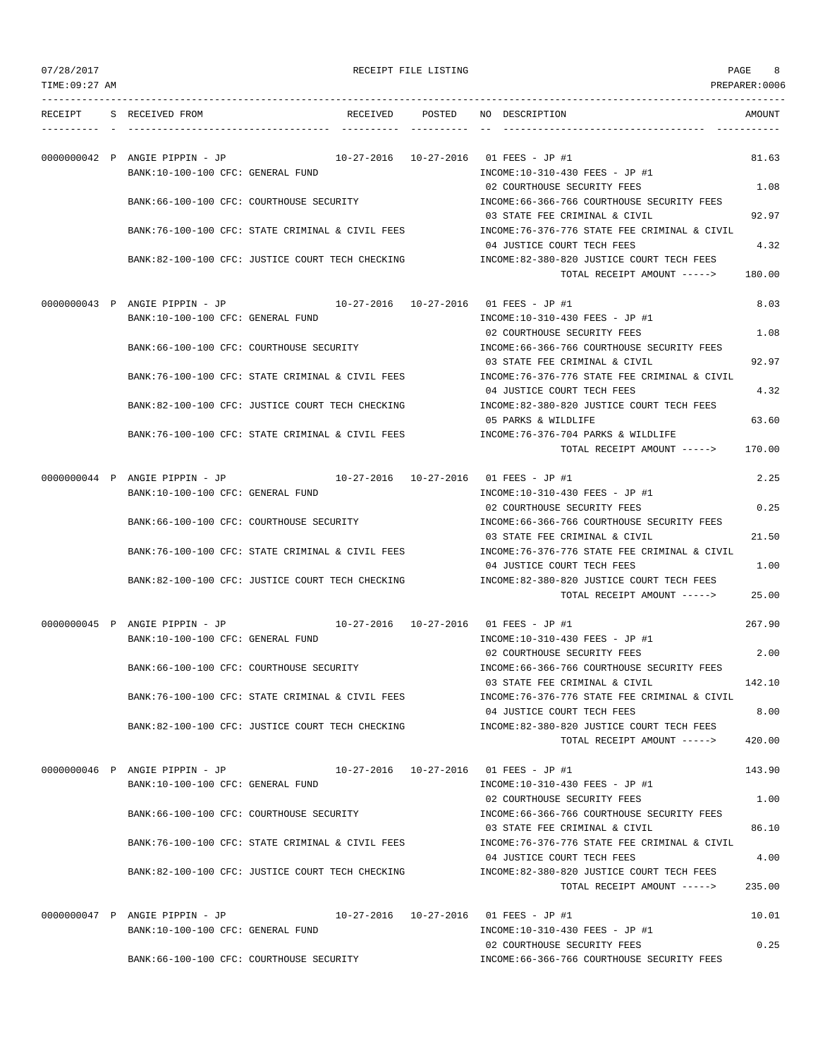07/28/2017 RECEIPT FILE LISTING
TIME:09:27 AM PREPARER:0006

| RECEIPT | S | RECEIVED FROM | RECEIVED | POSTED | NO | DESCRIPTION | AMOUNT |
|---|---|---|---|---|---|---|---|
| 0000000042 | P | ANGIE PIPPIN - JP | 10-27-2016 | 10-27-2016 | 01 | FEES - JP #1 | 81.63 |
| | | BANK:10-100-100 CFC: GENERAL FUND | | | | INCOME:10-310-430 FEES - JP #1 | |
| | | | | | 02 | COURTHOUSE SECURITY FEES | 1.08 |
| | | BANK:66-100-100 CFC: COURTHOUSE SECURITY | | | | INCOME:66-366-766 COURTHOUSE SECURITY FEES | |
| | | | | | 03 | STATE FEE CRIMINAL & CIVIL | 92.97 |
| | | BANK:76-100-100 CFC: STATE CRIMINAL & CIVIL FEES | | | | INCOME:76-376-776 STATE FEE CRIMINAL & CIVIL | |
| | | | | | 04 | JUSTICE COURT TECH FEES | 4.32 |
| | | BANK:82-100-100 CFC: JUSTICE COURT TECH CHECKING | | | | INCOME:82-380-820 JUSTICE COURT TECH FEES | |
| | | | | | | TOTAL RECEIPT AMOUNT -----> | 180.00 |
| 0000000043 | P | ANGIE PIPPIN - JP | 10-27-2016 | 10-27-2016 | 01 | FEES - JP #1 | 8.03 |
| | | BANK:10-100-100 CFC: GENERAL FUND | | | | INCOME:10-310-430 FEES - JP #1 | |
| | | | | | 02 | COURTHOUSE SECURITY FEES | 1.08 |
| | | BANK:66-100-100 CFC: COURTHOUSE SECURITY | | | | INCOME:66-366-766 COURTHOUSE SECURITY FEES | |
| | | | | | 03 | STATE FEE CRIMINAL & CIVIL | 92.97 |
| | | BANK:76-100-100 CFC: STATE CRIMINAL & CIVIL FEES | | | | INCOME:76-376-776 STATE FEE CRIMINAL & CIVIL | |
| | | | | | 04 | JUSTICE COURT TECH FEES | 4.32 |
| | | BANK:82-100-100 CFC: JUSTICE COURT TECH CHECKING | | | | INCOME:82-380-820 JUSTICE COURT TECH FEES | |
| | | | | | 05 | PARKS & WILDLIFE | 63.60 |
| | | BANK:76-100-100 CFC: STATE CRIMINAL & CIVIL FEES | | | | INCOME:76-376-704 PARKS & WILDLIFE | |
| | | | | | | TOTAL RECEIPT AMOUNT -----> | 170.00 |
| 0000000044 | P | ANGIE PIPPIN - JP | 10-27-2016 | 10-27-2016 | 01 | FEES - JP #1 | 2.25 |
| | | BANK:10-100-100 CFC: GENERAL FUND | | | | INCOME:10-310-430 FEES - JP #1 | |
| | | | | | 02 | COURTHOUSE SECURITY FEES | 0.25 |
| | | BANK:66-100-100 CFC: COURTHOUSE SECURITY | | | | INCOME:66-366-766 COURTHOUSE SECURITY FEES | |
| | | | | | 03 | STATE FEE CRIMINAL & CIVIL | 21.50 |
| | | BANK:76-100-100 CFC: STATE CRIMINAL & CIVIL FEES | | | | INCOME:76-376-776 STATE FEE CRIMINAL & CIVIL | |
| | | | | | 04 | JUSTICE COURT TECH FEES | 1.00 |
| | | BANK:82-100-100 CFC: JUSTICE COURT TECH CHECKING | | | | INCOME:82-380-820 JUSTICE COURT TECH FEES | |
| | | | | | | TOTAL RECEIPT AMOUNT -----> | 25.00 |
| 0000000045 | P | ANGIE PIPPIN - JP | 10-27-2016 | 10-27-2016 | 01 | FEES - JP #1 | 267.90 |
| | | BANK:10-100-100 CFC: GENERAL FUND | | | | INCOME:10-310-430 FEES - JP #1 | |
| | | | | | 02 | COURTHOUSE SECURITY FEES | 2.00 |
| | | BANK:66-100-100 CFC: COURTHOUSE SECURITY | | | | INCOME:66-366-766 COURTHOUSE SECURITY FEES | |
| | | | | | 03 | STATE FEE CRIMINAL & CIVIL | 142.10 |
| | | BANK:76-100-100 CFC: STATE CRIMINAL & CIVIL FEES | | | | INCOME:76-376-776 STATE FEE CRIMINAL & CIVIL | |
| | | | | | 04 | JUSTICE COURT TECH FEES | 8.00 |
| | | BANK:82-100-100 CFC: JUSTICE COURT TECH CHECKING | | | | INCOME:82-380-820 JUSTICE COURT TECH FEES | |
| | | | | | | TOTAL RECEIPT AMOUNT -----> | 420.00 |
| 0000000046 | P | ANGIE PIPPIN - JP | 10-27-2016 | 10-27-2016 | 01 | FEES - JP #1 | 143.90 |
| | | BANK:10-100-100 CFC: GENERAL FUND | | | | INCOME:10-310-430 FEES - JP #1 | |
| | | | | | 02 | COURTHOUSE SECURITY FEES | 1.00 |
| | | BANK:66-100-100 CFC: COURTHOUSE SECURITY | | | | INCOME:66-366-766 COURTHOUSE SECURITY FEES | |
| | | | | | 03 | STATE FEE CRIMINAL & CIVIL | 86.10 |
| | | BANK:76-100-100 CFC: STATE CRIMINAL & CIVIL FEES | | | | INCOME:76-376-776 STATE FEE CRIMINAL & CIVIL | |
| | | | | | 04 | JUSTICE COURT TECH FEES | 4.00 |
| | | BANK:82-100-100 CFC: JUSTICE COURT TECH CHECKING | | | | INCOME:82-380-820 JUSTICE COURT TECH FEES | |
| | | | | | | TOTAL RECEIPT AMOUNT -----> | 235.00 |
| 0000000047 | P | ANGIE PIPPIN - JP | 10-27-2016 | 10-27-2016 | 01 | FEES - JP #1 | 10.01 |
| | | BANK:10-100-100 CFC: GENERAL FUND | | | | INCOME:10-310-430 FEES - JP #1 | |
| | | | | | 02 | COURTHOUSE SECURITY FEES | 0.25 |
| | | BANK:66-100-100 CFC: COURTHOUSE SECURITY | | | | INCOME:66-366-766 COURTHOUSE SECURITY FEES | |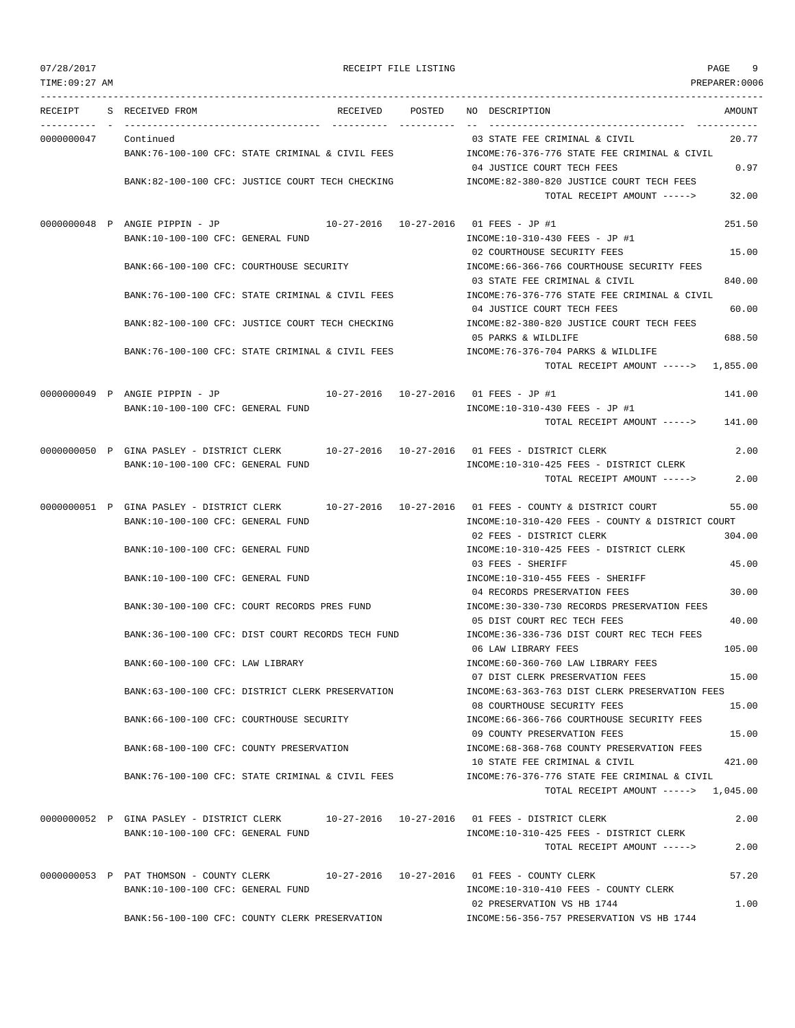07/28/2017 RECEIPT FILE LISTING PAGE 9
TIME:09:27 AM PREPARER:0006

| RECEIPT | S | RECEIVED FROM | RECEIVED | POSTED | NO DESCRIPTION | AMOUNT |
|---|---|---|---|---|---|---|
| 0000000047 | | Continued | | | 03 STATE FEE CRIMINAL & CIVIL | 20.77 |
| | | BANK:76-100-100 CFC: STATE CRIMINAL & CIVIL FEES | | | INCOME:76-376-776 STATE FEE CRIMINAL & CIVIL | |
| | | | | | 04 JUSTICE COURT TECH FEES | 0.97 |
| | | BANK:82-100-100 CFC: JUSTICE COURT TECH CHECKING | | | INCOME:82-380-820 JUSTICE COURT TECH FEES | |
| | | | | | TOTAL RECEIPT AMOUNT -----> | 32.00 |
| 0000000048 | P | ANGIE PIPPIN - JP | 10-27-2016 | 10-27-2016 | 01 FEES - JP #1 | 251.50 |
| | | BANK:10-100-100 CFC: GENERAL FUND | | | INCOME:10-310-430 FEES - JP #1 | |
| | | | | | 02 COURTHOUSE SECURITY FEES | 15.00 |
| | | BANK:66-100-100 CFC: COURTHOUSE SECURITY | | | INCOME:66-366-766 COURTHOUSE SECURITY FEES | |
| | | | | | 03 STATE FEE CRIMINAL & CIVIL | 840.00 |
| | | BANK:76-100-100 CFC: STATE CRIMINAL & CIVIL FEES | | | INCOME:76-376-776 STATE FEE CRIMINAL & CIVIL | |
| | | | | | 04 JUSTICE COURT TECH FEES | 60.00 |
| | | BANK:82-100-100 CFC: JUSTICE COURT TECH CHECKING | | | INCOME:82-380-820 JUSTICE COURT TECH FEES | |
| | | | | | 05 PARKS & WILDLIFE | 688.50 |
| | | BANK:76-100-100 CFC: STATE CRIMINAL & CIVIL FEES | | | INCOME:76-376-704 PARKS & WILDLIFE | |
| | | | | | TOTAL RECEIPT AMOUNT -----> | 1,855.00 |
| 0000000049 | P | ANGIE PIPPIN - JP | 10-27-2016 | 10-27-2016 | 01 FEES - JP #1 | 141.00 |
| | | BANK:10-100-100 CFC: GENERAL FUND | | | INCOME:10-310-430 FEES - JP #1 | |
| | | | | | TOTAL RECEIPT AMOUNT -----> | 141.00 |
| 0000000050 | P | GINA PASLEY - DISTRICT CLERK | 10-27-2016 | 10-27-2016 | 01 FEES - DISTRICT CLERK | 2.00 |
| | | BANK:10-100-100 CFC: GENERAL FUND | | | INCOME:10-310-425 FEES - DISTRICT CLERK | |
| | | | | | TOTAL RECEIPT AMOUNT -----> | 2.00 |
| 0000000051 | P | GINA PASLEY - DISTRICT CLERK | 10-27-2016 | 10-27-2016 | 01 FEES - COUNTY & DISTRICT COURT | 55.00 |
| | | BANK:10-100-100 CFC: GENERAL FUND | | | INCOME:10-310-420 FEES - COUNTY & DISTRICT COURT | |
| | | | | | 02 FEES - DISTRICT CLERK | 304.00 |
| | | BANK:10-100-100 CFC: GENERAL FUND | | | INCOME:10-310-425 FEES - DISTRICT CLERK | |
| | | | | | 03 FEES - SHERIFF | 45.00 |
| | | BANK:10-100-100 CFC: GENERAL FUND | | | INCOME:10-310-455 FEES - SHERIFF | |
| | | | | | 04 RECORDS PRESERVATION FEES | 30.00 |
| | | BANK:30-100-100 CFC: COURT RECORDS PRES FUND | | | INCOME:30-330-730 RECORDS PRESERVATION FEES | |
| | | | | | 05 DIST COURT REC TECH FEES | 40.00 |
| | | BANK:36-100-100 CFC: DIST COURT RECORDS TECH FUND | | | INCOME:36-336-736 DIST COURT REC TECH FEES | |
| | | | | | 06 LAW LIBRARY FEES | 105.00 |
| | | BANK:60-100-100 CFC: LAW LIBRARY | | | INCOME:60-360-760 LAW LIBRARY FEES | |
| | | | | | 07 DIST CLERK PRESERVATION FEES | 15.00 |
| | | BANK:63-100-100 CFC: DISTRICT CLERK PRESERVATION | | | INCOME:63-363-763 DIST CLERK PRESERVATION FEES | |
| | | | | | 08 COURTHOUSE SECURITY FEES | 15.00 |
| | | BANK:66-100-100 CFC: COURTHOUSE SECURITY | | | INCOME:66-366-766 COURTHOUSE SECURITY FEES | |
| | | | | | 09 COUNTY PRESERVATION FEES | 15.00 |
| | | BANK:68-100-100 CFC: COUNTY PRESERVATION | | | INCOME:68-368-768 COUNTY PRESERVATION FEES | |
| | | | | | 10 STATE FEE CRIMINAL & CIVIL | 421.00 |
| | | BANK:76-100-100 CFC: STATE CRIMINAL & CIVIL FEES | | | INCOME:76-376-776 STATE FEE CRIMINAL & CIVIL | |
| | | | | | TOTAL RECEIPT AMOUNT -----> | 1,045.00 |
| 0000000052 | P | GINA PASLEY - DISTRICT CLERK | 10-27-2016 | 10-27-2016 | 01 FEES - DISTRICT CLERK | 2.00 |
| | | BANK:10-100-100 CFC: GENERAL FUND | | | INCOME:10-310-425 FEES - DISTRICT CLERK | |
| | | | | | TOTAL RECEIPT AMOUNT -----> | 2.00 |
| 0000000053 | P | PAT THOMSON - COUNTY CLERK | 10-27-2016 | 10-27-2016 | 01 FEES - COUNTY CLERK | 57.20 |
| | | BANK:10-100-100 CFC: GENERAL FUND | | | INCOME:10-310-410 FEES - COUNTY CLERK | |
| | | | | | 02 PRESERVATION VS HB 1744 | 1.00 |
| | | BANK:56-100-100 CFC: COUNTY CLERK PRESERVATION | | | INCOME:56-356-757 PRESERVATION VS HB 1744 | |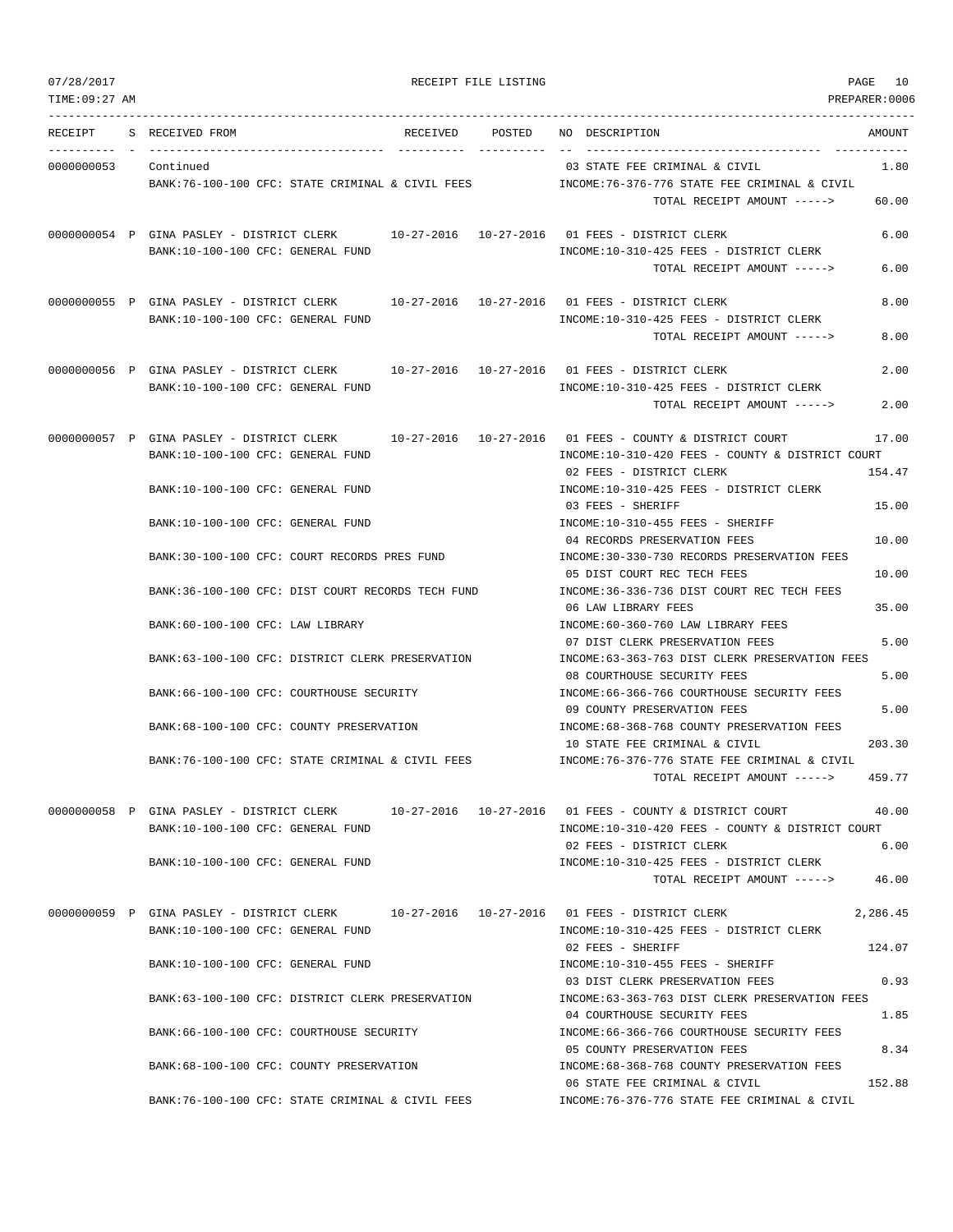RECEIPT FILE LISTING

07/28/2017
TIME:09:27 AM

PREPARER:0006

| RECEIPT | S | RECEIVED FROM | RECEIVED | POSTED | NO | DESCRIPTION | AMOUNT |
|---|---|---|---|---|---|---|---|
| 0000000053 | | Continued | | | 03 | STATE FEE CRIMINAL & CIVIL | 1.80 |
| | | BANK:76-100-100 CFC: STATE CRIMINAL & CIVIL FEES | | | | INCOME:76-376-776 STATE FEE CRIMINAL & CIVIL | |
| | | | | | | TOTAL RECEIPT AMOUNT -----> | 60.00 |
| 0000000054 | P | GINA PASLEY - DISTRICT CLERK | 10-27-2016 | 10-27-2016 | 01 | FEES - DISTRICT CLERK | 6.00 |
| | | BANK:10-100-100 CFC: GENERAL FUND | | | | INCOME:10-310-425 FEES - DISTRICT CLERK | |
| | | | | | | TOTAL RECEIPT AMOUNT -----> | 6.00 |
| 0000000055 | P | GINA PASLEY - DISTRICT CLERK | 10-27-2016 | 10-27-2016 | 01 | FEES - DISTRICT CLERK | 8.00 |
| | | BANK:10-100-100 CFC: GENERAL FUND | | | | INCOME:10-310-425 FEES - DISTRICT CLERK | |
| | | | | | | TOTAL RECEIPT AMOUNT -----> | 8.00 |
| 0000000056 | P | GINA PASLEY - DISTRICT CLERK | 10-27-2016 | 10-27-2016 | 01 | FEES - DISTRICT CLERK | 2.00 |
| | | BANK:10-100-100 CFC: GENERAL FUND | | | | INCOME:10-310-425 FEES - DISTRICT CLERK | |
| | | | | | | TOTAL RECEIPT AMOUNT -----> | 2.00 |
| 0000000057 | P | GINA PASLEY - DISTRICT CLERK | 10-27-2016 | 10-27-2016 | 01 | FEES - COUNTY & DISTRICT COURT | 17.00 |
| | | BANK:10-100-100 CFC: GENERAL FUND | | | | INCOME:10-310-420 FEES - COUNTY & DISTRICT COURT | |
| | | | | | 02 | FEES - DISTRICT CLERK | 154.47 |
| | | BANK:10-100-100 CFC: GENERAL FUND | | | | INCOME:10-310-425 FEES - DISTRICT CLERK | |
| | | | | | 03 | FEES - SHERIFF | 15.00 |
| | | BANK:10-100-100 CFC: GENERAL FUND | | | | INCOME:10-310-455 FEES - SHERIFF | |
| | | | | | 04 | RECORDS PRESERVATION FEES | 10.00 |
| | | BANK:30-100-100 CFC: COURT RECORDS PRES FUND | | | | INCOME:30-330-730 RECORDS PRESERVATION FEES | |
| | | | | | 05 | DIST COURT REC TECH FEES | 10.00 |
| | | BANK:36-100-100 CFC: DIST COURT RECORDS TECH FUND | | | | INCOME:36-336-736 DIST COURT REC TECH FEES | |
| | | | | | 06 | LAW LIBRARY FEES | 35.00 |
| | | BANK:60-100-100 CFC: LAW LIBRARY | | | | INCOME:60-360-760 LAW LIBRARY FEES | |
| | | | | | 07 | DIST CLERK PRESERVATION FEES | 5.00 |
| | | BANK:63-100-100 CFC: DISTRICT CLERK PRESERVATION | | | | INCOME:63-363-763 DIST CLERK PRESERVATION FEES | |
| | | | | | 08 | COURTHOUSE SECURITY FEES | 5.00 |
| | | BANK:66-100-100 CFC: COURTHOUSE SECURITY | | | | INCOME:66-366-766 COURTHOUSE SECURITY FEES | |
| | | | | | 09 | COUNTY PRESERVATION FEES | 5.00 |
| | | BANK:68-100-100 CFC: COUNTY PRESERVATION | | | | INCOME:68-368-768 COUNTY PRESERVATION FEES | |
| | | | | | 10 | STATE FEE CRIMINAL & CIVIL | 203.30 |
| | | BANK:76-100-100 CFC: STATE CRIMINAL & CIVIL FEES | | | | INCOME:76-376-776 STATE FEE CRIMINAL & CIVIL | |
| | | | | | | TOTAL RECEIPT AMOUNT -----> | 459.77 |
| 0000000058 | P | GINA PASLEY - DISTRICT CLERK | 10-27-2016 | 10-27-2016 | 01 | FEES - COUNTY & DISTRICT COURT | 40.00 |
| | | BANK:10-100-100 CFC: GENERAL FUND | | | | INCOME:10-310-420 FEES - COUNTY & DISTRICT COURT | |
| | | | | | 02 | FEES - DISTRICT CLERK | 6.00 |
| | | BANK:10-100-100 CFC: GENERAL FUND | | | | INCOME:10-310-425 FEES - DISTRICT CLERK | |
| | | | | | | TOTAL RECEIPT AMOUNT -----> | 46.00 |
| 0000000059 | P | GINA PASLEY - DISTRICT CLERK | 10-27-2016 | 10-27-2016 | 01 | FEES - DISTRICT CLERK | 2,286.45 |
| | | BANK:10-100-100 CFC: GENERAL FUND | | | | INCOME:10-310-425 FEES - DISTRICT CLERK | |
| | | | | | 02 | FEES - SHERIFF | 124.07 |
| | | BANK:10-100-100 CFC: GENERAL FUND | | | | INCOME:10-310-455 FEES - SHERIFF | |
| | | | | | 03 | DIST CLERK PRESERVATION FEES | 0.93 |
| | | BANK:63-100-100 CFC: DISTRICT CLERK PRESERVATION | | | | INCOME:63-363-763 DIST CLERK PRESERVATION FEES | |
| | | | | | 04 | COURTHOUSE SECURITY FEES | 1.85 |
| | | BANK:66-100-100 CFC: COURTHOUSE SECURITY | | | | INCOME:66-366-766 COURTHOUSE SECURITY FEES | |
| | | | | | 05 | COUNTY PRESERVATION FEES | 8.34 |
| | | BANK:68-100-100 CFC: COUNTY PRESERVATION | | | | INCOME:68-368-768 COUNTY PRESERVATION FEES | |
| | | | | | 06 | STATE FEE CRIMINAL & CIVIL | 152.88 |
| | | BANK:76-100-100 CFC: STATE CRIMINAL & CIVIL FEES | | | | INCOME:76-376-776 STATE FEE CRIMINAL & CIVIL | |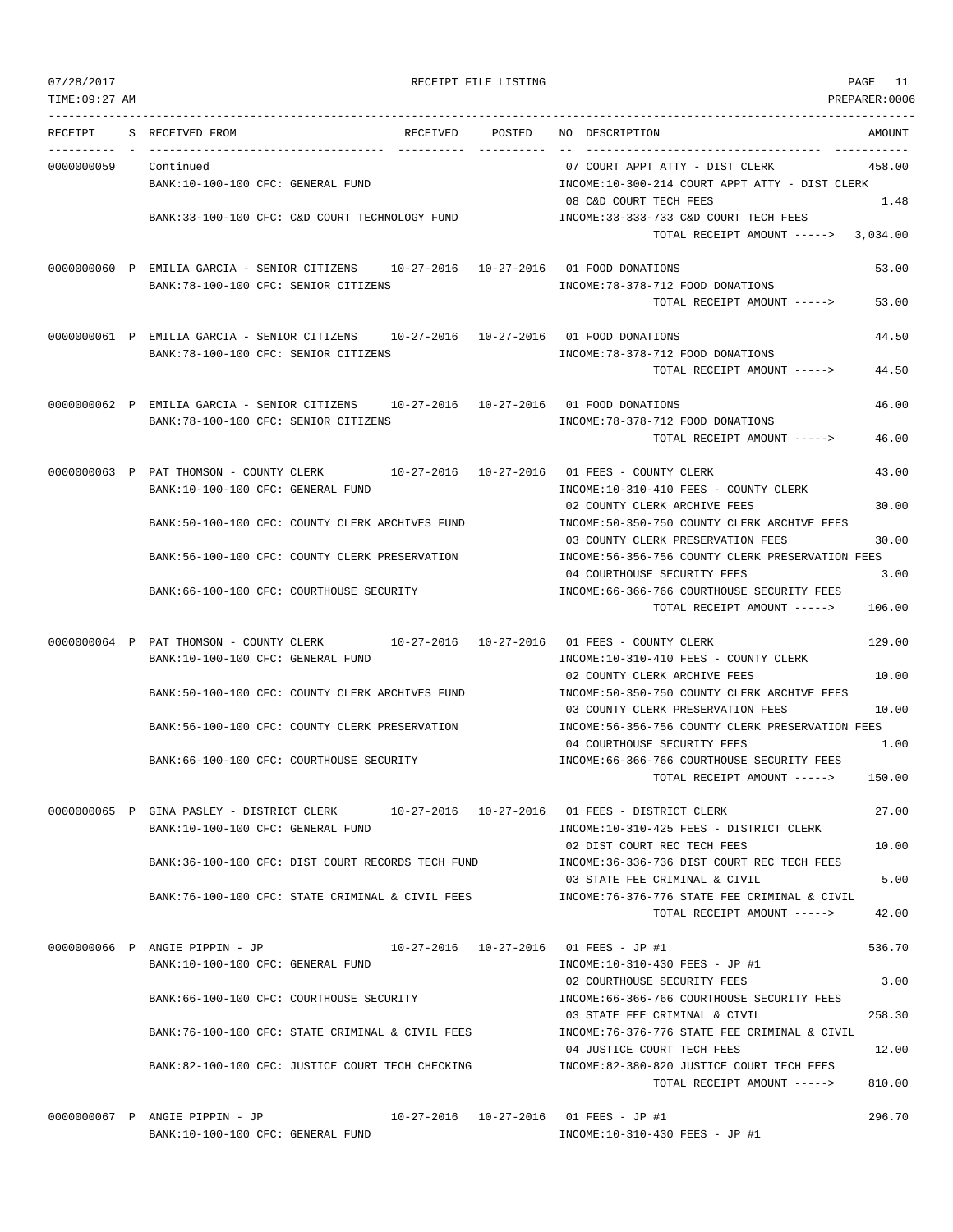07/28/2017 RECEIPT FILE LISTING PAGE 11
TIME:09:27 AM PREPARER:0006

| RECEIPT | S | RECEIVED FROM | RECEIVED | POSTED | NO | DESCRIPTION | AMOUNT |
|---|---|---|---|---|---|---|---|
| 0000000059 | | Continued | | | 07 | COURT APPT ATTY - DIST CLERK | 458.00 |
| | | BANK:10-100-100 CFC: GENERAL FUND | | | | INCOME:10-300-214 COURT APPT ATTY - DIST CLERK | |
| | | | | | 08 | C&D COURT TECH FEES | 1.48 |
| | | BANK:33-100-100 CFC: C&D COURT TECHNOLOGY FUND | | | | INCOME:33-333-733 C&D COURT TECH FEES | |
| | | | | | | TOTAL RECEIPT AMOUNT -----> | 3,034.00 |
| 0000000060 | P | EMILIA GARCIA - SENIOR CITIZENS | 10-27-2016 | 10-27-2016 | 01 | FOOD DONATIONS | 53.00 |
| | | BANK:78-100-100 CFC: SENIOR CITIZENS | | | | INCOME:78-378-712 FOOD DONATIONS | |
| | | | | | | TOTAL RECEIPT AMOUNT -----> | 53.00 |
| 0000000061 | P | EMILIA GARCIA - SENIOR CITIZENS | 10-27-2016 | 10-27-2016 | 01 | FOOD DONATIONS | 44.50 |
| | | BANK:78-100-100 CFC: SENIOR CITIZENS | | | | INCOME:78-378-712 FOOD DONATIONS | |
| | | | | | | TOTAL RECEIPT AMOUNT -----> | 44.50 |
| 0000000062 | P | EMILIA GARCIA - SENIOR CITIZENS | 10-27-2016 | 10-27-2016 | 01 | FOOD DONATIONS | 46.00 |
| | | BANK:78-100-100 CFC: SENIOR CITIZENS | | | | INCOME:78-378-712 FOOD DONATIONS | |
| | | | | | | TOTAL RECEIPT AMOUNT -----> | 46.00 |
| 0000000063 | P | PAT THOMSON - COUNTY CLERK | 10-27-2016 | 10-27-2016 | 01 | FEES - COUNTY CLERK | 43.00 |
| | | BANK:10-100-100 CFC: GENERAL FUND | | | | INCOME:10-310-410 FEES - COUNTY CLERK | |
| | | | | | 02 | COUNTY CLERK ARCHIVE FEES | 30.00 |
| | | BANK:50-100-100 CFC: COUNTY CLERK ARCHIVES FUND | | | | INCOME:50-350-750 COUNTY CLERK ARCHIVE FEES | |
| | | | | | 03 | COUNTY CLERK PRESERVATION FEES | 30.00 |
| | | BANK:56-100-100 CFC: COUNTY CLERK PRESERVATION | | | | INCOME:56-356-756 COUNTY CLERK PRESERVATION FEES | |
| | | | | | 04 | COURTHOUSE SECURITY FEES | 3.00 |
| | | BANK:66-100-100 CFC: COURTHOUSE SECURITY | | | | INCOME:66-366-766 COURTHOUSE SECURITY FEES | |
| | | | | | | TOTAL RECEIPT AMOUNT -----> | 106.00 |
| 0000000064 | P | PAT THOMSON - COUNTY CLERK | 10-27-2016 | 10-27-2016 | 01 | FEES - COUNTY CLERK | 129.00 |
| | | BANK:10-100-100 CFC: GENERAL FUND | | | | INCOME:10-310-410 FEES - COUNTY CLERK | |
| | | | | | 02 | COUNTY CLERK ARCHIVE FEES | 10.00 |
| | | BANK:50-100-100 CFC: COUNTY CLERK ARCHIVES FUND | | | | INCOME:50-350-750 COUNTY CLERK ARCHIVE FEES | |
| | | | | | 03 | COUNTY CLERK PRESERVATION FEES | 10.00 |
| | | BANK:56-100-100 CFC: COUNTY CLERK PRESERVATION | | | | INCOME:56-356-756 COUNTY CLERK PRESERVATION FEES | |
| | | | | | 04 | COURTHOUSE SECURITY FEES | 1.00 |
| | | BANK:66-100-100 CFC: COURTHOUSE SECURITY | | | | INCOME:66-366-766 COURTHOUSE SECURITY FEES | |
| | | | | | | TOTAL RECEIPT AMOUNT -----> | 150.00 |
| 0000000065 | P | GINA PASLEY - DISTRICT CLERK | 10-27-2016 | 10-27-2016 | 01 | FEES - DISTRICT CLERK | 27.00 |
| | | BANK:10-100-100 CFC: GENERAL FUND | | | | INCOME:10-310-425 FEES - DISTRICT CLERK | |
| | | | | | 02 | DIST COURT REC TECH FEES | 10.00 |
| | | BANK:36-100-100 CFC: DIST COURT RECORDS TECH FUND | | | | INCOME:36-336-736 DIST COURT REC TECH FEES | |
| | | | | | 03 | STATE FEE CRIMINAL & CIVIL | 5.00 |
| | | BANK:76-100-100 CFC: STATE CRIMINAL & CIVIL FEES | | | | INCOME:76-376-776 STATE FEE CRIMINAL & CIVIL | |
| | | | | | | TOTAL RECEIPT AMOUNT -----> | 42.00 |
| 0000000066 | P | ANGIE PIPPIN - JP | 10-27-2016 | 10-27-2016 | 01 | FEES - JP #1 | 536.70 |
| | | BANK:10-100-100 CFC: GENERAL FUND | | | | INCOME:10-310-430 FEES - JP #1 | |
| | | | | | 02 | COURTHOUSE SECURITY FEES | 3.00 |
| | | BANK:66-100-100 CFC: COURTHOUSE SECURITY | | | | INCOME:66-366-766 COURTHOUSE SECURITY FEES | |
| | | | | | 03 | STATE FEE CRIMINAL & CIVIL | 258.30 |
| | | BANK:76-100-100 CFC: STATE CRIMINAL & CIVIL FEES | | | | INCOME:76-376-776 STATE FEE CRIMINAL & CIVIL | |
| | | | | | 04 | JUSTICE COURT TECH FEES | 12.00 |
| | | BANK:82-100-100 CFC: JUSTICE COURT TECH CHECKING | | | | INCOME:82-380-820 JUSTICE COURT TECH FEES | |
| | | | | | | TOTAL RECEIPT AMOUNT -----> | 810.00 |
| 0000000067 | P | ANGIE PIPPIN - JP | 10-27-2016 | 10-27-2016 | 01 | FEES - JP #1 | 296.70 |
| | | BANK:10-100-100 CFC: GENERAL FUND | | | | INCOME:10-310-430 FEES - JP #1 | |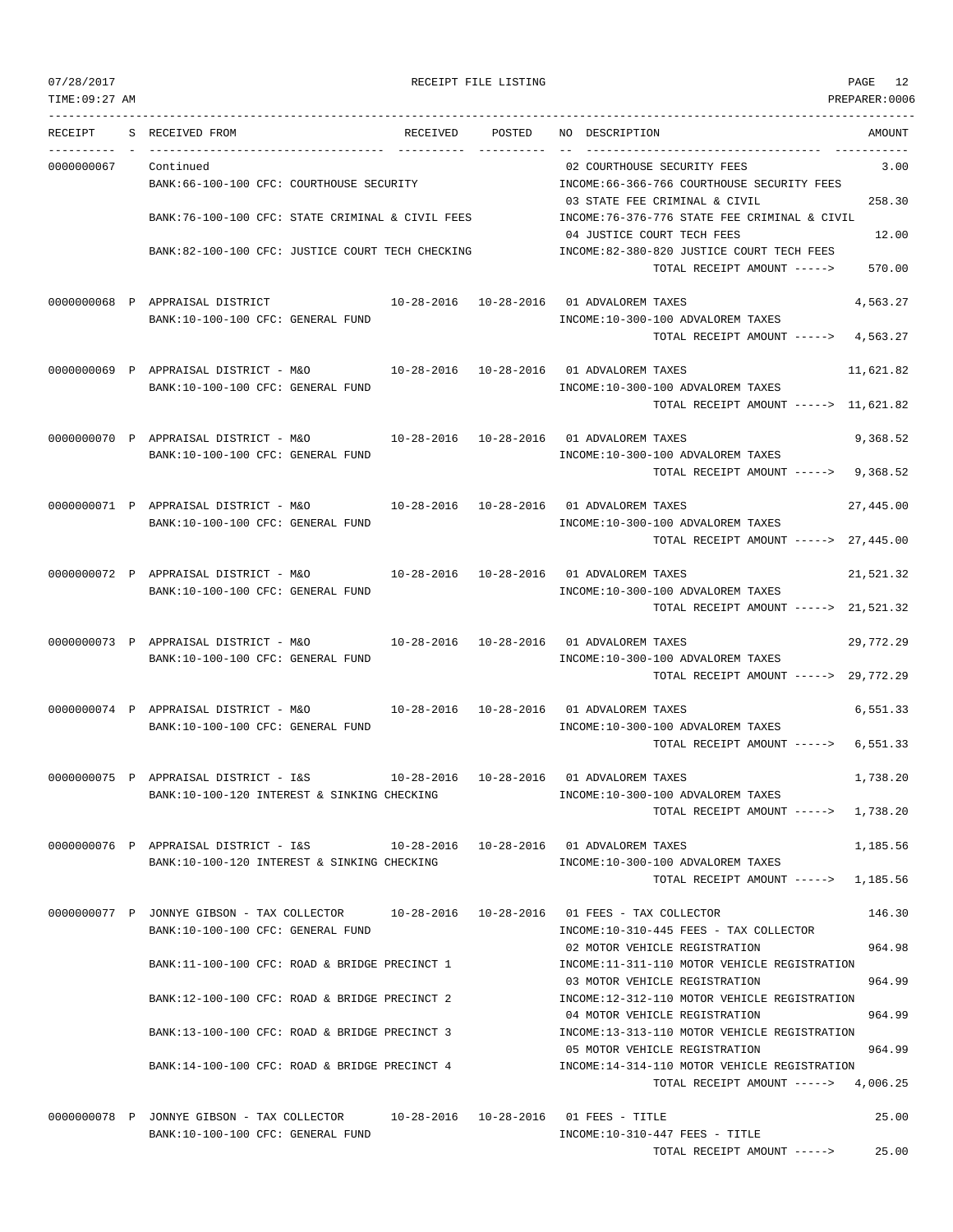07/28/2017 RECEIPT FILE LISTING
TIME:09:27 AM PREPARER:0006

| RECEIPT | S | RECEIVED FROM | RECEIVED | POSTED | NO | DESCRIPTION | AMOUNT |
|---|---|---|---|---|---|---|---|
| 0000000067 | | Continued | | | 02 | COURTHOUSE SECURITY FEES | 3.00 |
| | | BANK:66-100-100 CFC: COURTHOUSE SECURITY | | | | INCOME:66-366-766 COURTHOUSE SECURITY FEES | |
| | | | | | 03 | STATE FEE CRIMINAL & CIVIL | 258.30 |
| | | BANK:76-100-100 CFC: STATE CRIMINAL & CIVIL FEES | | | | INCOME:76-376-776 STATE FEE CRIMINAL & CIVIL | |
| | | | | | 04 | JUSTICE COURT TECH FEES | 12.00 |
| | | BANK:82-100-100 CFC: JUSTICE COURT TECH CHECKING | | | | INCOME:82-380-820 JUSTICE COURT TECH FEES | |
| | | | | | | TOTAL RECEIPT AMOUNT -----> | 570.00 |
| 0000000068 | P | APPRAISAL DISTRICT | 10-28-2016 | 10-28-2016 | 01 | ADVALOREM TAXES | 4,563.27 |
| | | BANK:10-100-100 CFC: GENERAL FUND | | | | INCOME:10-300-100 ADVALOREM TAXES | |
| | | | | | | TOTAL RECEIPT AMOUNT -----> | 4,563.27 |
| 0000000069 | P | APPRAISAL DISTRICT - M&O | 10-28-2016 | 10-28-2016 | 01 | ADVALOREM TAXES | 11,621.82 |
| | | BANK:10-100-100 CFC: GENERAL FUND | | | | INCOME:10-300-100 ADVALOREM TAXES | |
| | | | | | | TOTAL RECEIPT AMOUNT -----> | 11,621.82 |
| 0000000070 | P | APPRAISAL DISTRICT - M&O | 10-28-2016 | 10-28-2016 | 01 | ADVALOREM TAXES | 9,368.52 |
| | | BANK:10-100-100 CFC: GENERAL FUND | | | | INCOME:10-300-100 ADVALOREM TAXES | |
| | | | | | | TOTAL RECEIPT AMOUNT -----> | 9,368.52 |
| 0000000071 | P | APPRAISAL DISTRICT - M&O | 10-28-2016 | 10-28-2016 | 01 | ADVALOREM TAXES | 27,445.00 |
| | | BANK:10-100-100 CFC: GENERAL FUND | | | | INCOME:10-300-100 ADVALOREM TAXES | |
| | | | | | | TOTAL RECEIPT AMOUNT -----> | 27,445.00 |
| 0000000072 | P | APPRAISAL DISTRICT - M&O | 10-28-2016 | 10-28-2016 | 01 | ADVALOREM TAXES | 21,521.32 |
| | | BANK:10-100-100 CFC: GENERAL FUND | | | | INCOME:10-300-100 ADVALOREM TAXES | |
| | | | | | | TOTAL RECEIPT AMOUNT -----> | 21,521.32 |
| 0000000073 | P | APPRAISAL DISTRICT - M&O | 10-28-2016 | 10-28-2016 | 01 | ADVALOREM TAXES | 29,772.29 |
| | | BANK:10-100-100 CFC: GENERAL FUND | | | | INCOME:10-300-100 ADVALOREM TAXES | |
| | | | | | | TOTAL RECEIPT AMOUNT -----> | 29,772.29 |
| 0000000074 | P | APPRAISAL DISTRICT - M&O | 10-28-2016 | 10-28-2016 | 01 | ADVALOREM TAXES | 6,551.33 |
| | | BANK:10-100-100 CFC: GENERAL FUND | | | | INCOME:10-300-100 ADVALOREM TAXES | |
| | | | | | | TOTAL RECEIPT AMOUNT -----> | 6,551.33 |
| 0000000075 | P | APPRAISAL DISTRICT - I&S | 10-28-2016 | 10-28-2016 | 01 | ADVALOREM TAXES | 1,738.20 |
| | | BANK:10-100-120 INTEREST & SINKING CHECKING | | | | INCOME:10-300-100 ADVALOREM TAXES | |
| | | | | | | TOTAL RECEIPT AMOUNT -----> | 1,738.20 |
| 0000000076 | P | APPRAISAL DISTRICT - I&S | 10-28-2016 | 10-28-2016 | 01 | ADVALOREM TAXES | 1,185.56 |
| | | BANK:10-100-120 INTEREST & SINKING CHECKING | | | | INCOME:10-300-100 ADVALOREM TAXES | |
| | | | | | | TOTAL RECEIPT AMOUNT -----> | 1,185.56 |
| 0000000077 | P | JONNYE GIBSON - TAX COLLECTOR | 10-28-2016 | 10-28-2016 | 01 | FEES - TAX COLLECTOR | 146.30 |
| | | BANK:10-100-100 CFC: GENERAL FUND | | | | INCOME:10-310-445 FEES - TAX COLLECTOR | |
| | | | | | 02 | MOTOR VEHICLE REGISTRATION | 964.98 |
| | | BANK:11-100-100 CFC: ROAD & BRIDGE PRECINCT 1 | | | | INCOME:11-311-110 MOTOR VEHICLE REGISTRATION | |
| | | | | | 03 | MOTOR VEHICLE REGISTRATION | 964.99 |
| | | BANK:12-100-100 CFC: ROAD & BRIDGE PRECINCT 2 | | | | INCOME:12-312-110 MOTOR VEHICLE REGISTRATION | |
| | | | | | 04 | MOTOR VEHICLE REGISTRATION | 964.99 |
| | | BANK:13-100-100 CFC: ROAD & BRIDGE PRECINCT 3 | | | | INCOME:13-313-110 MOTOR VEHICLE REGISTRATION | |
| | | | | | 05 | MOTOR VEHICLE REGISTRATION | 964.99 |
| | | BANK:14-100-100 CFC: ROAD & BRIDGE PRECINCT 4 | | | | INCOME:14-314-110 MOTOR VEHICLE REGISTRATION | |
| | | | | | | TOTAL RECEIPT AMOUNT -----> | 4,006.25 |
| 0000000078 | P | JONNYE GIBSON - TAX COLLECTOR | 10-28-2016 | 10-28-2016 | 01 | FEES - TITLE | 25.00 |
| | | BANK:10-100-100 CFC: GENERAL FUND | | | | INCOME:10-310-447 FEES - TITLE | |
| | | | | | | TOTAL RECEIPT AMOUNT -----> | 25.00 |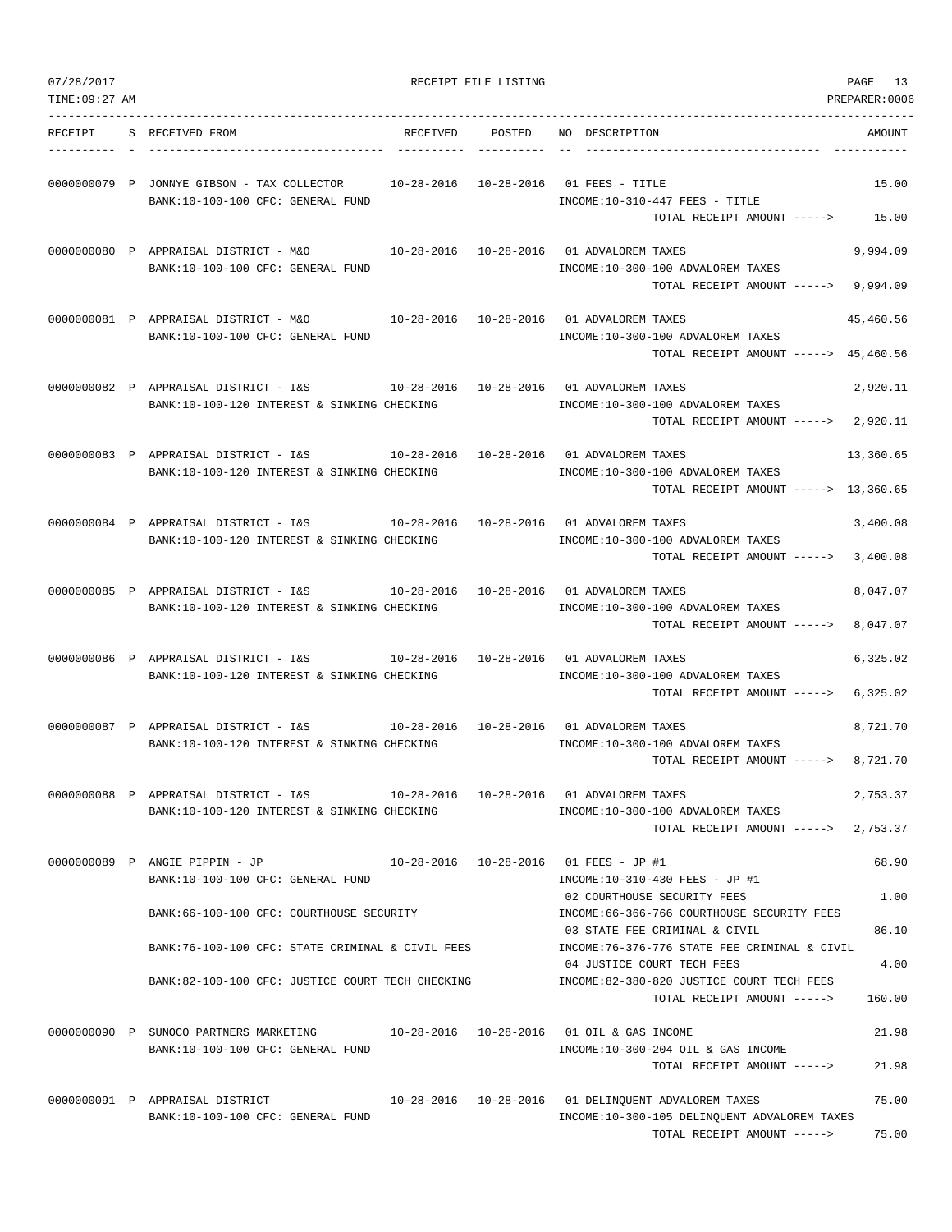RECEIPT FILE LISTING

| RECEIPT | S | RECEIVED FROM | RECEIVED | POSTED | NO | DESCRIPTION | AMOUNT |
|---|---|---|---|---|---|---|---|
| 0000000079 | P | JONNYE GIBSON - TAX COLLECTOR | 10-28-2016 | 10-28-2016 | 01 | FEES - TITLE | 15.00 |
| | | BANK:10-100-100 CFC: GENERAL FUND | | | | INCOME:10-310-447 FEES - TITLE | |
| | | | | | | TOTAL RECEIPT AMOUNT -----> | 15.00 |
| 0000000080 | P | APPRAISAL DISTRICT - M&O | 10-28-2016 | 10-28-2016 | 01 | ADVALOREM TAXES | 9,994.09 |
| | | BANK:10-100-100 CFC: GENERAL FUND | | | | INCOME:10-300-100 ADVALOREM TAXES | |
| | | | | | | TOTAL RECEIPT AMOUNT -----> | 9,994.09 |
| 0000000081 | P | APPRAISAL DISTRICT - M&O | 10-28-2016 | 10-28-2016 | 01 | ADVALOREM TAXES | 45,460.56 |
| | | BANK:10-100-100 CFC: GENERAL FUND | | | | INCOME:10-300-100 ADVALOREM TAXES | |
| | | | | | | TOTAL RECEIPT AMOUNT -----> | 45,460.56 |
| 0000000082 | P | APPRAISAL DISTRICT - I&S | 10-28-2016 | 10-28-2016 | 01 | ADVALOREM TAXES | 2,920.11 |
| | | BANK:10-100-120 INTEREST & SINKING CHECKING | | | | INCOME:10-300-100 ADVALOREM TAXES | |
| | | | | | | TOTAL RECEIPT AMOUNT -----> | 2,920.11 |
| 0000000083 | P | APPRAISAL DISTRICT - I&S | 10-28-2016 | 10-28-2016 | 01 | ADVALOREM TAXES | 13,360.65 |
| | | BANK:10-100-120 INTEREST & SINKING CHECKING | | | | INCOME:10-300-100 ADVALOREM TAXES | |
| | | | | | | TOTAL RECEIPT AMOUNT -----> | 13,360.65 |
| 0000000084 | P | APPRAISAL DISTRICT - I&S | 10-28-2016 | 10-28-2016 | 01 | ADVALOREM TAXES | 3,400.08 |
| | | BANK:10-100-120 INTEREST & SINKING CHECKING | | | | INCOME:10-300-100 ADVALOREM TAXES | |
| | | | | | | TOTAL RECEIPT AMOUNT -----> | 3,400.08 |
| 0000000085 | P | APPRAISAL DISTRICT - I&S | 10-28-2016 | 10-28-2016 | 01 | ADVALOREM TAXES | 8,047.07 |
| | | BANK:10-100-120 INTEREST & SINKING CHECKING | | | | INCOME:10-300-100 ADVALOREM TAXES | |
| | | | | | | TOTAL RECEIPT AMOUNT -----> | 8,047.07 |
| 0000000086 | P | APPRAISAL DISTRICT - I&S | 10-28-2016 | 10-28-2016 | 01 | ADVALOREM TAXES | 6,325.02 |
| | | BANK:10-100-120 INTEREST & SINKING CHECKING | | | | INCOME:10-300-100 ADVALOREM TAXES | |
| | | | | | | TOTAL RECEIPT AMOUNT -----> | 6,325.02 |
| 0000000087 | P | APPRAISAL DISTRICT - I&S | 10-28-2016 | 10-28-2016 | 01 | ADVALOREM TAXES | 8,721.70 |
| | | BANK:10-100-120 INTEREST & SINKING CHECKING | | | | INCOME:10-300-100 ADVALOREM TAXES | |
| | | | | | | TOTAL RECEIPT AMOUNT -----> | 8,721.70 |
| 0000000088 | P | APPRAISAL DISTRICT - I&S | 10-28-2016 | 10-28-2016 | 01 | ADVALOREM TAXES | 2,753.37 |
| | | BANK:10-100-120 INTEREST & SINKING CHECKING | | | | INCOME:10-300-100 ADVALOREM TAXES | |
| | | | | | | TOTAL RECEIPT AMOUNT -----> | 2,753.37 |
| 0000000089 | P | ANGIE PIPPIN - JP | 10-28-2016 | 10-28-2016 | 01 | FEES - JP #1 | 68.90 |
| | | BANK:10-100-100 CFC: GENERAL FUND | | | | INCOME:10-310-430 FEES - JP #1 | |
| | | | | | 02 | COURTHOUSE SECURITY FEES | 1.00 |
| | | BANK:66-100-100 CFC: COURTHOUSE SECURITY | | | | INCOME:66-366-766 COURTHOUSE SECURITY FEES | |
| | | | | | 03 | STATE FEE CRIMINAL & CIVIL | 86.10 |
| | | BANK:76-100-100 CFC: STATE CRIMINAL & CIVIL FEES | | | | INCOME:76-376-776 STATE FEE CRIMINAL & CIVIL | |
| | | | | | 04 | JUSTICE COURT TECH FEES | 4.00 |
| | | BANK:82-100-100 CFC: JUSTICE COURT TECH CHECKING | | | | INCOME:82-380-820 JUSTICE COURT TECH FEES | |
| | | | | | | TOTAL RECEIPT AMOUNT -----> | 160.00 |
| 0000000090 | P | SUNOCO PARTNERS MARKETING | 10-28-2016 | 10-28-2016 | 01 | OIL & GAS INCOME | 21.98 |
| | | BANK:10-100-100 CFC: GENERAL FUND | | | | INCOME:10-300-204 OIL & GAS INCOME | |
| | | | | | | TOTAL RECEIPT AMOUNT -----> | 21.98 |
| 0000000091 | P | APPRAISAL DISTRICT | 10-28-2016 | 10-28-2016 | 01 | DELINQUENT ADVALOREM TAXES | 75.00 |
| | | BANK:10-100-100 CFC: GENERAL FUND | | | | INCOME:10-300-105 DELINQUENT ADVALOREM TAXES | |
| | | | | | | TOTAL RECEIPT AMOUNT -----> | 75.00 |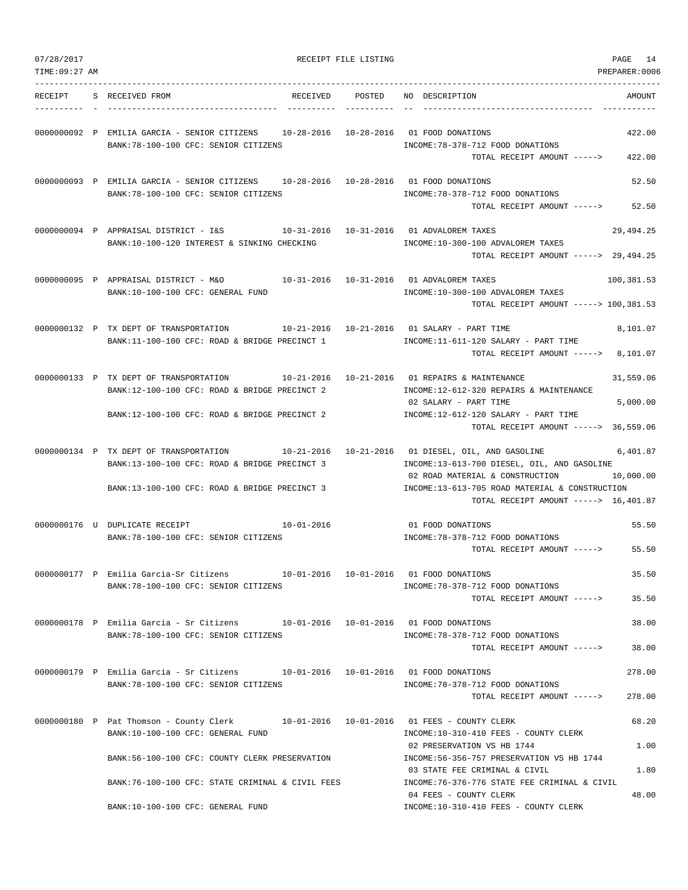RECEIPT FILE LISTING

| RECEIPT | S | RECEIVED FROM | RECEIVED | POSTED | NO | DESCRIPTION | AMOUNT |
|---|---|---|---|---|---|---|---|
| 0000000092 | P | EMILIA GARCIA - SENIOR CITIZENS | 10-28-2016 | 10-28-2016 | 01 | FOOD DONATIONS | 422.00 |
| | | BANK:78-100-100 CFC: SENIOR CITIZENS | | | | INCOME:78-378-712 FOOD DONATIONS | |
| | | | | | | TOTAL RECEIPT AMOUNT -----> | 422.00 |
| 0000000093 | P | EMILIA GARCIA - SENIOR CITIZENS | 10-28-2016 | 10-28-2016 | 01 | FOOD DONATIONS | 52.50 |
| | | BANK:78-100-100 CFC: SENIOR CITIZENS | | | | INCOME:78-378-712 FOOD DONATIONS | |
| | | | | | | TOTAL RECEIPT AMOUNT -----> | 52.50 |
| 0000000094 | P | APPRAISAL DISTRICT - I&S | 10-31-2016 | 10-31-2016 | 01 | ADVALOREM TAXES | 29,494.25 |
| | | BANK:10-100-120 INTEREST & SINKING CHECKING | | | | INCOME:10-300-100 ADVALOREM TAXES | |
| | | | | | | TOTAL RECEIPT AMOUNT -----> | 29,494.25 |
| 0000000095 | P | APPRAISAL DISTRICT - M&O | 10-31-2016 | 10-31-2016 | 01 | ADVALOREM TAXES | 100,381.53 |
| | | BANK:10-100-100 CFC: GENERAL FUND | | | | INCOME:10-300-100 ADVALOREM TAXES | |
| | | | | | | TOTAL RECEIPT AMOUNT -----> | 100,381.53 |
| 0000000132 | P | TX DEPT OF TRANSPORTATION | 10-21-2016 | 10-21-2016 | 01 | SALARY - PART TIME | 8,101.07 |
| | | BANK:11-100-100 CFC: ROAD & BRIDGE PRECINCT 1 | | | | INCOME:11-611-120 SALARY - PART TIME | |
| | | | | | | TOTAL RECEIPT AMOUNT -----> | 8,101.07 |
| 0000000133 | P | TX DEPT OF TRANSPORTATION | 10-21-2016 | 10-21-2016 | 01 | REPAIRS & MAINTENANCE | 31,559.06 |
| | | BANK:12-100-100 CFC: ROAD & BRIDGE PRECINCT 2 | | | | INCOME:12-612-320 REPAIRS & MAINTENANCE | |
| | | | | | 02 | SALARY - PART TIME | 5,000.00 |
| | | BANK:12-100-100 CFC: ROAD & BRIDGE PRECINCT 2 | | | | INCOME:12-612-120 SALARY - PART TIME | |
| | | | | | | TOTAL RECEIPT AMOUNT -----> | 36,559.06 |
| 0000000134 | P | TX DEPT OF TRANSPORTATION | 10-21-2016 | 10-21-2016 | 01 | DIESEL, OIL, AND GASOLINE | 6,401.87 |
| | | BANK:13-100-100 CFC: ROAD & BRIDGE PRECINCT 3 | | | | INCOME:13-613-700 DIESEL, OIL, AND GASOLINE | |
| | | | | | 02 | ROAD MATERIAL & CONSTRUCTION | 10,000.00 |
| | | BANK:13-100-100 CFC: ROAD & BRIDGE PRECINCT 3 | | | | INCOME:13-613-705 ROAD MATERIAL & CONSTRUCTION | |
| | | | | | | TOTAL RECEIPT AMOUNT -----> | 16,401.87 |
| 0000000176 | U | DUPLICATE RECEIPT | 10-01-2016 | | 01 | FOOD DONATIONS | 55.50 |
| | | BANK:78-100-100 CFC: SENIOR CITIZENS | | | | INCOME:78-378-712 FOOD DONATIONS | |
| | | | | | | TOTAL RECEIPT AMOUNT -----> | 55.50 |
| 0000000177 | P | Emilia Garcia-Sr Citizens | 10-01-2016 | 10-01-2016 | 01 | FOOD DONATIONS | 35.50 |
| | | BANK:78-100-100 CFC: SENIOR CITIZENS | | | | INCOME:78-378-712 FOOD DONATIONS | |
| | | | | | | TOTAL RECEIPT AMOUNT -----> | 35.50 |
| 0000000178 | P | Emilia Garcia - Sr Citizens | 10-01-2016 | 10-01-2016 | 01 | FOOD DONATIONS | 38.00 |
| | | BANK:78-100-100 CFC: SENIOR CITIZENS | | | | INCOME:78-378-712 FOOD DONATIONS | |
| | | | | | | TOTAL RECEIPT AMOUNT -----> | 38.00 |
| 0000000179 | P | Emilia Garcia - Sr Citizens | 10-01-2016 | 10-01-2016 | 01 | FOOD DONATIONS | 278.00 |
| | | BANK:78-100-100 CFC: SENIOR CITIZENS | | | | INCOME:78-378-712 FOOD DONATIONS | |
| | | | | | | TOTAL RECEIPT AMOUNT -----> | 278.00 |
| 0000000180 | P | Pat Thomson - County Clerk | 10-01-2016 | 10-01-2016 | 01 | FEES - COUNTY CLERK | 68.20 |
| | | BANK:10-100-100 CFC: GENERAL FUND | | | | INCOME:10-310-410 FEES - COUNTY CLERK | |
| | | | | | 02 | PRESERVATION VS HB 1744 | 1.00 |
| | | BANK:56-100-100 CFC: COUNTY CLERK PRESERVATION | | | | INCOME:56-356-757 PRESERVATION VS HB 1744 | |
| | | | | | 03 | STATE FEE CRIMINAL & CIVIL | 1.80 |
| | | BANK:76-100-100 CFC: STATE CRIMINAL & CIVIL FEES | | | | INCOME:76-376-776 STATE FEE CRIMINAL & CIVIL | |
| | | | | | 04 | FEES - COUNTY CLERK | 48.00 |
| | | BANK:10-100-100 CFC: GENERAL FUND | | | | INCOME:10-310-410 FEES - COUNTY CLERK | |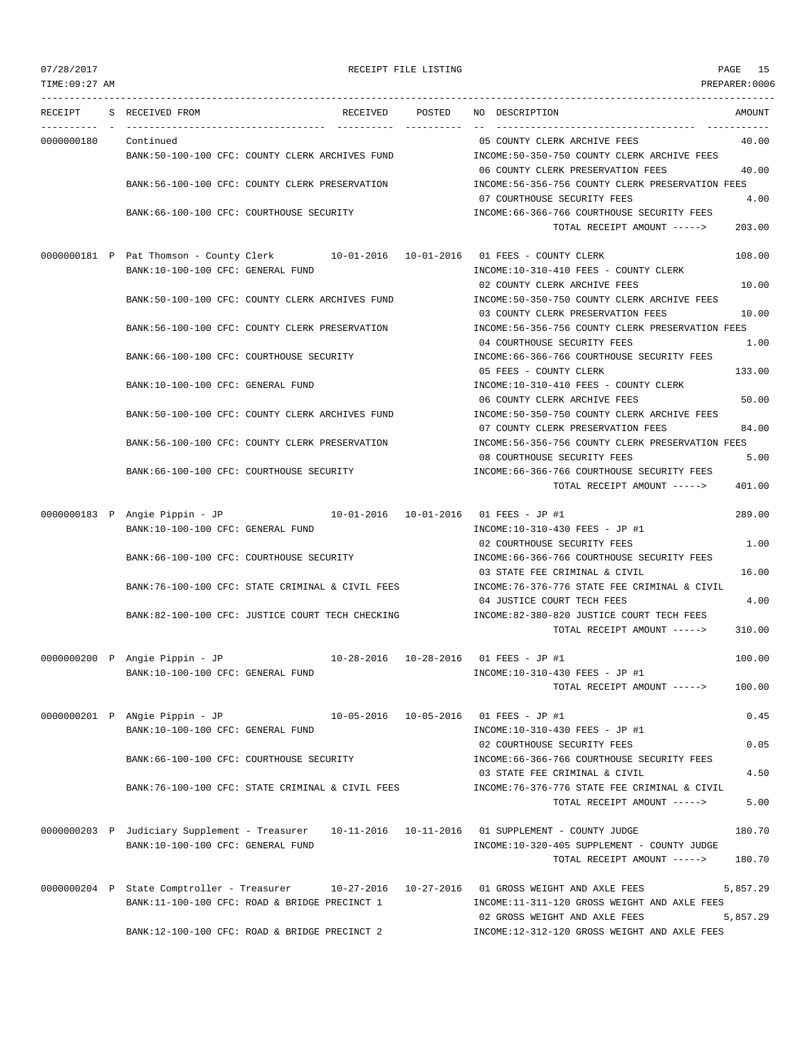07/28/2017 RECEIPT FILE LISTING
TIME:09:27 AM PREPARER:0006

| RECEIPT | S | RECEIVED FROM | RECEIVED | POSTED | NO DESCRIPTION | AMOUNT |
|---|---|---|---|---|---|---|
| 0000000180 | | Continued | | | 05 COUNTY CLERK ARCHIVE FEES | 40.00 |
| | | BANK:50-100-100 CFC: COUNTY CLERK ARCHIVES FUND | | | INCOME:50-350-750 COUNTY CLERK ARCHIVE FEES | |
| | | | | | 06 COUNTY CLERK PRESERVATION FEES | 40.00 |
| | | BANK:56-100-100 CFC: COUNTY CLERK PRESERVATION | | | INCOME:56-356-756 COUNTY CLERK PRESERVATION FEES | |
| | | | | | 07 COURTHOUSE SECURITY FEES | 4.00 |
| | | BANK:66-100-100 CFC: COURTHOUSE SECURITY | | | INCOME:66-366-766 COURTHOUSE SECURITY FEES | |
| | | | | | TOTAL RECEIPT AMOUNT -----> | 203.00 |
| 0000000181 | P | Pat Thomson - County Clerk | 10-01-2016 | 10-01-2016 | 01 FEES - COUNTY CLERK | 108.00 |
| | | BANK:10-100-100 CFC: GENERAL FUND | | | INCOME:10-310-410 FEES - COUNTY CLERK | |
| | | | | | 02 COUNTY CLERK ARCHIVE FEES | 10.00 |
| | | BANK:50-100-100 CFC: COUNTY CLERK ARCHIVES FUND | | | INCOME:50-350-750 COUNTY CLERK ARCHIVE FEES | |
| | | | | | 03 COUNTY CLERK PRESERVATION FEES | 10.00 |
| | | BANK:56-100-100 CFC: COUNTY CLERK PRESERVATION | | | INCOME:56-356-756 COUNTY CLERK PRESERVATION FEES | |
| | | | | | 04 COURTHOUSE SECURITY FEES | 1.00 |
| | | BANK:66-100-100 CFC: COURTHOUSE SECURITY | | | INCOME:66-366-766 COURTHOUSE SECURITY FEES | |
| | | | | | 05 FEES - COUNTY CLERK | 133.00 |
| | | BANK:10-100-100 CFC: GENERAL FUND | | | INCOME:10-310-410 FEES - COUNTY CLERK | |
| | | | | | 06 COUNTY CLERK ARCHIVE FEES | 50.00 |
| | | BANK:50-100-100 CFC: COUNTY CLERK ARCHIVES FUND | | | INCOME:50-350-750 COUNTY CLERK ARCHIVE FEES | |
| | | | | | 07 COUNTY CLERK PRESERVATION FEES | 84.00 |
| | | BANK:56-100-100 CFC: COUNTY CLERK PRESERVATION | | | INCOME:56-356-756 COUNTY CLERK PRESERVATION FEES | |
| | | | | | 08 COURTHOUSE SECURITY FEES | 5.00 |
| | | BANK:66-100-100 CFC: COURTHOUSE SECURITY | | | INCOME:66-366-766 COURTHOUSE SECURITY FEES | |
| | | | | | TOTAL RECEIPT AMOUNT -----> | 401.00 |
| 0000000183 | P | Angie Pippin - JP | 10-01-2016 | 10-01-2016 | 01 FEES - JP #1 | 289.00 |
| | | BANK:10-100-100 CFC: GENERAL FUND | | | INCOME:10-310-430 FEES - JP #1 | |
| | | | | | 02 COURTHOUSE SECURITY FEES | 1.00 |
| | | BANK:66-100-100 CFC: COURTHOUSE SECURITY | | | INCOME:66-366-766 COURTHOUSE SECURITY FEES | |
| | | | | | 03 STATE FEE CRIMINAL & CIVIL | 16.00 |
| | | BANK:76-100-100 CFC: STATE CRIMINAL & CIVIL FEES | | | INCOME:76-376-776 STATE FEE CRIMINAL & CIVIL | |
| | | | | | 04 JUSTICE COURT TECH FEES | 4.00 |
| | | BANK:82-100-100 CFC: JUSTICE COURT TECH CHECKING | | | INCOME:82-380-820 JUSTICE COURT TECH FEES | |
| | | | | | TOTAL RECEIPT AMOUNT -----> | 310.00 |
| 0000000200 | P | Angie Pippin - JP | 10-28-2016 | 10-28-2016 | 01 FEES - JP #1 | 100.00 |
| | | BANK:10-100-100 CFC: GENERAL FUND | | | INCOME:10-310-430 FEES - JP #1 | |
| | | | | | TOTAL RECEIPT AMOUNT -----> | 100.00 |
| 0000000201 | P | ANgie Pippin - JP | 10-05-2016 | 10-05-2016 | 01 FEES - JP #1 | 0.45 |
| | | BANK:10-100-100 CFC: GENERAL FUND | | | INCOME:10-310-430 FEES - JP #1 | |
| | | | | | 02 COURTHOUSE SECURITY FEES | 0.05 |
| | | BANK:66-100-100 CFC: COURTHOUSE SECURITY | | | INCOME:66-366-766 COURTHOUSE SECURITY FEES | |
| | | | | | 03 STATE FEE CRIMINAL & CIVIL | 4.50 |
| | | BANK:76-100-100 CFC: STATE CRIMINAL & CIVIL FEES | | | INCOME:76-376-776 STATE FEE CRIMINAL & CIVIL | |
| | | | | | TOTAL RECEIPT AMOUNT -----> | 5.00 |
| 0000000203 | P | Judiciary Supplement - Treasurer | 10-11-2016 | 10-11-2016 | 01 SUPPLEMENT - COUNTY JUDGE | 180.70 |
| | | BANK:10-100-100 CFC: GENERAL FUND | | | INCOME:10-320-405 SUPPLEMENT - COUNTY JUDGE | |
| | | | | | TOTAL RECEIPT AMOUNT -----> | 180.70 |
| 0000000204 | P | State Comptroller - Treasurer | 10-27-2016 | 10-27-2016 | 01 GROSS WEIGHT AND AXLE FEES | 5,857.29 |
| | | BANK:11-100-100 CFC: ROAD & BRIDGE PRECINCT 1 | | | INCOME:11-311-120 GROSS WEIGHT AND AXLE FEES | |
| | | | | | 02 GROSS WEIGHT AND AXLE FEES | 5,857.29 |
| | | BANK:12-100-100 CFC: ROAD & BRIDGE PRECINCT 2 | | | INCOME:12-312-120 GROSS WEIGHT AND AXLE FEES | |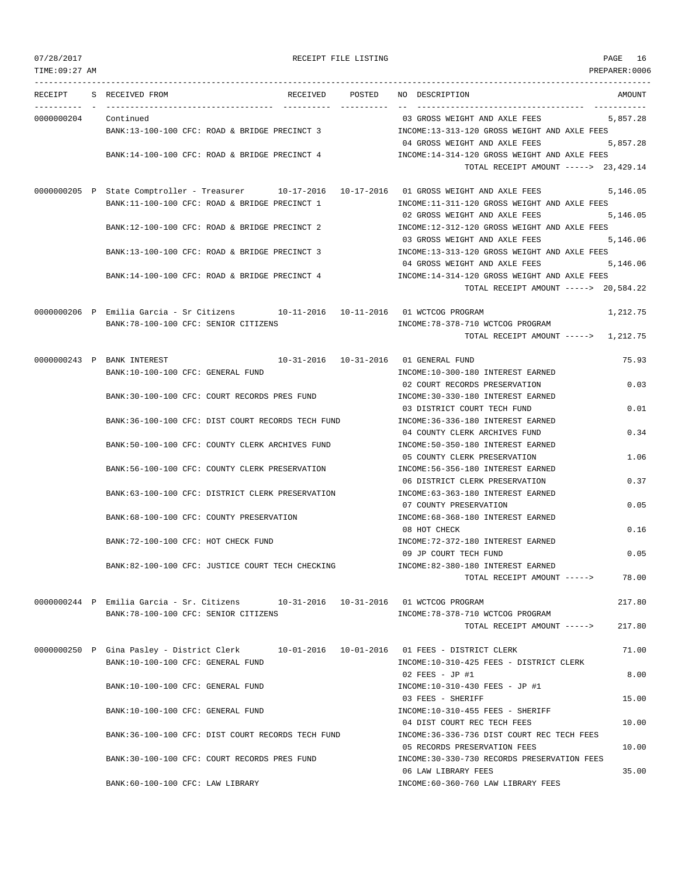07/28/2017 RECEIPT FILE LISTING PAGE 16
TIME:09:27 AM PREPARER:0006

| RECEIPT | S | RECEIVED FROM | RECEIVED | POSTED | NO | DESCRIPTION | AMOUNT |
|---|---|---|---|---|---|---|---|
| 0000000204 | | Continued | | | 03 | GROSS WEIGHT AND AXLE FEES | 5,857.28 |
| | | BANK:13-100-100 CFC: ROAD & BRIDGE PRECINCT 3 | | | | INCOME:13-313-120 GROSS WEIGHT AND AXLE FEES | |
| | | | | | 04 | GROSS WEIGHT AND AXLE FEES | 5,857.28 |
| | | BANK:14-100-100 CFC: ROAD & BRIDGE PRECINCT 4 | | | | INCOME:14-314-120 GROSS WEIGHT AND AXLE FEES | |
| | | | | | | TOTAL RECEIPT AMOUNT -----> | 23,429.14 |
| 0000000205 | P | State Comptroller - Treasurer | 10-17-2016 | 10-17-2016 | 01 | GROSS WEIGHT AND AXLE FEES | 5,146.05 |
| | | BANK:11-100-100 CFC: ROAD & BRIDGE PRECINCT 1 | | | | INCOME:11-311-120 GROSS WEIGHT AND AXLE FEES | |
| | | | | | 02 | GROSS WEIGHT AND AXLE FEES | 5,146.05 |
| | | BANK:12-100-100 CFC: ROAD & BRIDGE PRECINCT 2 | | | | INCOME:12-312-120 GROSS WEIGHT AND AXLE FEES | |
| | | | | | 03 | GROSS WEIGHT AND AXLE FEES | 5,146.06 |
| | | BANK:13-100-100 CFC: ROAD & BRIDGE PRECINCT 3 | | | | INCOME:13-313-120 GROSS WEIGHT AND AXLE FEES | |
| | | | | | 04 | GROSS WEIGHT AND AXLE FEES | 5,146.06 |
| | | BANK:14-100-100 CFC: ROAD & BRIDGE PRECINCT 4 | | | | INCOME:14-314-120 GROSS WEIGHT AND AXLE FEES | |
| | | | | | | TOTAL RECEIPT AMOUNT -----> | 20,584.22 |
| 0000000206 | P | Emilia Garcia - Sr Citizens | 10-11-2016 | 10-11-2016 | 01 | WCTCOG PROGRAM | 1,212.75 |
| | | BANK:78-100-100 CFC: SENIOR CITIZENS | | | | INCOME:78-378-710 WCTCOG PROGRAM | |
| | | | | | | TOTAL RECEIPT AMOUNT -----> | 1,212.75 |
| 0000000243 | P | BANK INTEREST | 10-31-2016 | 10-31-2016 | 01 | GENERAL FUND | 75.93 |
| | | BANK:10-100-100 CFC: GENERAL FUND | | | | INCOME:10-300-180 INTEREST EARNED | |
| | | | | | 02 | COURT RECORDS PRESERVATION | 0.03 |
| | | BANK:30-100-100 CFC: COURT RECORDS PRES FUND | | | | INCOME:30-330-180 INTEREST EARNED | |
| | | | | | 03 | DISTRICT COURT TECH FUND | 0.01 |
| | | BANK:36-100-100 CFC: DIST COURT RECORDS TECH FUND | | | | INCOME:36-336-180 INTEREST EARNED | |
| | | | | | 04 | COUNTY CLERK ARCHIVES FUND | 0.34 |
| | | BANK:50-100-100 CFC: COUNTY CLERK ARCHIVES FUND | | | | INCOME:50-350-180 INTEREST EARNED | |
| | | | | | 05 | COUNTY CLERK PRESERVATION | 1.06 |
| | | BANK:56-100-100 CFC: COUNTY CLERK PRESERVATION | | | | INCOME:56-356-180 INTEREST EARNED | |
| | | | | | 06 | DISTRICT CLERK PRESERVATION | 0.37 |
| | | BANK:63-100-100 CFC: DISTRICT CLERK PRESERVATION | | | | INCOME:63-363-180 INTEREST EARNED | |
| | | | | | 07 | COUNTY PRESERVATION | 0.05 |
| | | BANK:68-100-100 CFC: COUNTY PRESERVATION | | | | INCOME:68-368-180 INTEREST EARNED | |
| | | | | | 08 | HOT CHECK | 0.16 |
| | | BANK:72-100-100 CFC: HOT CHECK FUND | | | | INCOME:72-372-180 INTEREST EARNED | |
| | | | | | 09 | JP COURT TECH FUND | 0.05 |
| | | BANK:82-100-100 CFC: JUSTICE COURT TECH CHECKING | | | | INCOME:82-380-180 INTEREST EARNED | |
| | | | | | | TOTAL RECEIPT AMOUNT -----> | 78.00 |
| 0000000244 | P | Emilia Garcia - Sr. Citizens | 10-31-2016 | 10-31-2016 | 01 | WCTCOG PROGRAM | 217.80 |
| | | BANK:78-100-100 CFC: SENIOR CITIZENS | | | | INCOME:78-378-710 WCTCOG PROGRAM | |
| | | | | | | TOTAL RECEIPT AMOUNT -----> | 217.80 |
| 0000000250 | P | Gina Pasley - District Clerk | 10-01-2016 | 10-01-2016 | 01 | FEES - DISTRICT CLERK | 71.00 |
| | | BANK:10-100-100 CFC: GENERAL FUND | | | | INCOME:10-310-425 FEES - DISTRICT CLERK | |
| | | | | | 02 | FEES - JP #1 | 8.00 |
| | | BANK:10-100-100 CFC: GENERAL FUND | | | | INCOME:10-310-430 FEES - JP #1 | |
| | | | | | 03 | FEES - SHERIFF | 15.00 |
| | | BANK:10-100-100 CFC: GENERAL FUND | | | | INCOME:10-310-455 FEES - SHERIFF | |
| | | | | | 04 | DIST COURT REC TECH FEES | 10.00 |
| | | BANK:36-100-100 CFC: DIST COURT RECORDS TECH FUND | | | | INCOME:36-336-736 DIST COURT REC TECH FEES | |
| | | | | | 05 | RECORDS PRESERVATION FEES | 10.00 |
| | | BANK:30-100-100 CFC: COURT RECORDS PRES FUND | | | | INCOME:30-330-730 RECORDS PRESERVATION FEES | |
| | | | | | 06 | LAW LIBRARY FEES | 35.00 |
| | | BANK:60-100-100 CFC: LAW LIBRARY | | | | INCOME:60-360-760 LAW LIBRARY FEES | |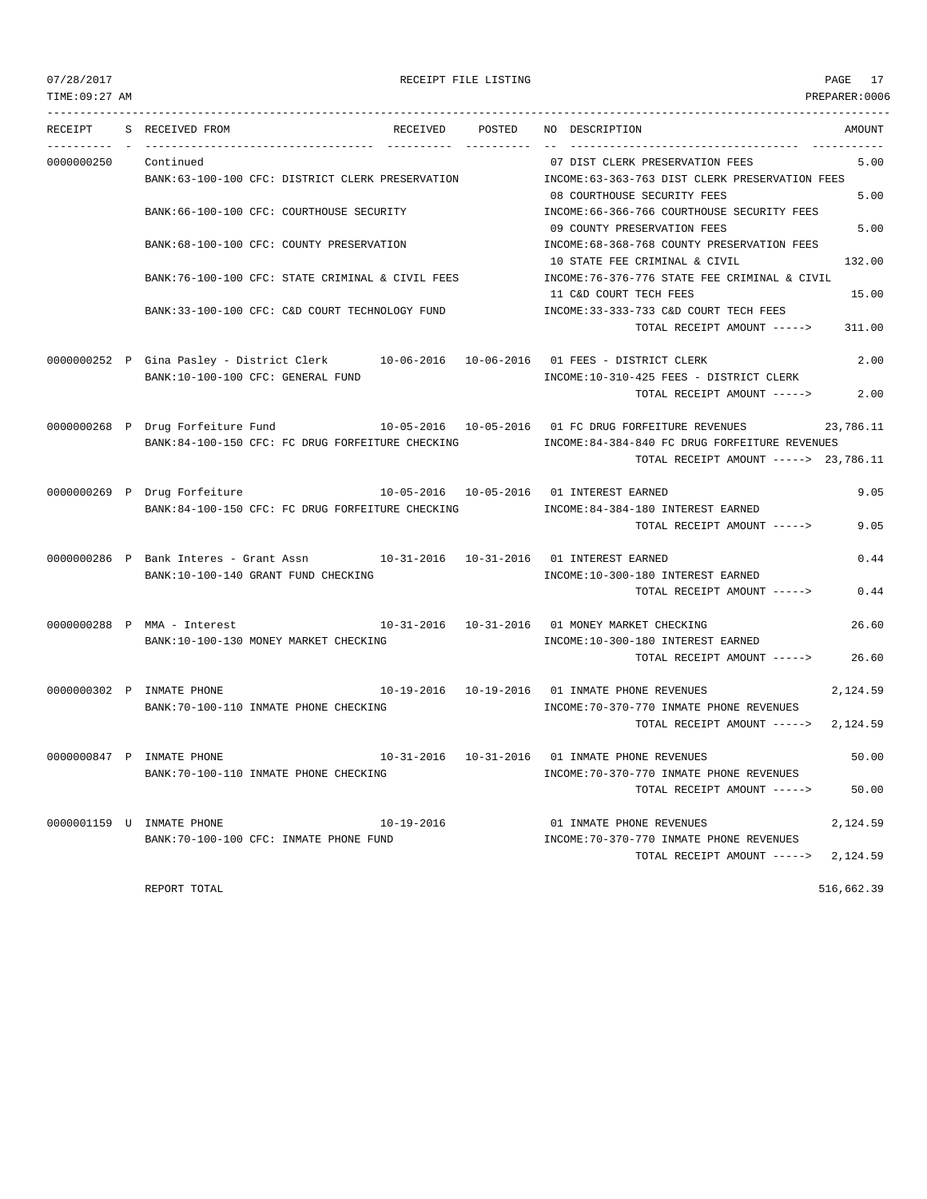RECEIPT FILE LISTING

| RECEIPT | S | RECEIVED FROM | RECEIVED | POSTED | NO | DESCRIPTION | AMOUNT |
|---|---|---|---|---|---|---|---|
| 0000000250 | | Continued | | | 07 | DIST CLERK PRESERVATION FEES | 5.00 |
| | | BANK:63-100-100 CFC: DISTRICT CLERK PRESERVATION | | | | INCOME:63-363-763 DIST CLERK PRESERVATION FEES | |
| | | | | | 08 | COURTHOUSE SECURITY FEES | 5.00 |
| | | BANK:66-100-100 CFC: COURTHOUSE SECURITY | | | | INCOME:66-366-766 COURTHOUSE SECURITY FEES | |
| | | | | | 09 | COUNTY PRESERVATION FEES | 5.00 |
| | | BANK:68-100-100 CFC: COUNTY PRESERVATION | | | | INCOME:68-368-768 COUNTY PRESERVATION FEES | |
| | | | | | 10 | STATE FEE CRIMINAL & CIVIL | 132.00 |
| | | BANK:76-100-100 CFC: STATE CRIMINAL & CIVIL FEES | | | | INCOME:76-376-776 STATE FEE CRIMINAL & CIVIL | |
| | | | | | 11 | C&D COURT TECH FEES | 15.00 |
| | | BANK:33-100-100 CFC: C&D COURT TECHNOLOGY FUND | | | | INCOME:33-333-733 C&D COURT TECH FEES | |
| | | | | | | TOTAL RECEIPT AMOUNT -----> | 311.00 |
| 0000000252 | P | Gina Pasley - District Clerk | 10-06-2016 | 10-06-2016 | 01 | FEES - DISTRICT CLERK | 2.00 |
| | | BANK:10-100-100 CFC: GENERAL FUND | | | | INCOME:10-310-425 FEES - DISTRICT CLERK | |
| | | | | | | TOTAL RECEIPT AMOUNT -----> | 2.00 |
| 0000000268 | P | Drug Forfeiture Fund | 10-05-2016 | 10-05-2016 | 01 | FC DRUG FORFEITURE REVENUES | 23,786.11 |
| | | BANK:84-100-150 CFC: FC DRUG FORFEITURE CHECKING | | | | INCOME:84-384-840 FC DRUG FORFEITURE REVENUES | |
| | | | | | | TOTAL RECEIPT AMOUNT -----> | 23,786.11 |
| 0000000269 | P | Drug Forfeiture | 10-05-2016 | 10-05-2016 | 01 | INTEREST EARNED | 9.05 |
| | | BANK:84-100-150 CFC: FC DRUG FORFEITURE CHECKING | | | | INCOME:84-384-180 INTEREST EARNED | |
| | | | | | | TOTAL RECEIPT AMOUNT -----> | 9.05 |
| 0000000286 | P | Bank Interes - Grant Assn | 10-31-2016 | 10-31-2016 | 01 | INTEREST EARNED | 0.44 |
| | | BANK:10-100-140 GRANT FUND CHECKING | | | | INCOME:10-300-180 INTEREST EARNED | |
| | | | | | | TOTAL RECEIPT AMOUNT -----> | 0.44 |
| 0000000288 | P | MMA - Interest | 10-31-2016 | 10-31-2016 | 01 | MONEY MARKET CHECKING | 26.60 |
| | | BANK:10-100-130 MONEY MARKET CHECKING | | | | INCOME:10-300-180 INTEREST EARNED | |
| | | | | | | TOTAL RECEIPT AMOUNT -----> | 26.60 |
| 0000000302 | P | INMATE PHONE | 10-19-2016 | 10-19-2016 | 01 | INMATE PHONE REVENUES | 2,124.59 |
| | | BANK:70-100-110 INMATE PHONE CHECKING | | | | INCOME:70-370-770 INMATE PHONE REVENUES | |
| | | | | | | TOTAL RECEIPT AMOUNT -----> | 2,124.59 |
| 0000000847 | P | INMATE PHONE | 10-31-2016 | 10-31-2016 | 01 | INMATE PHONE REVENUES | 50.00 |
| | | BANK:70-100-110 INMATE PHONE CHECKING | | | | INCOME:70-370-770 INMATE PHONE REVENUES | |
| | | | | | | TOTAL RECEIPT AMOUNT -----> | 50.00 |
| 0000001159 | U | INMATE PHONE | 10-19-2016 | | 01 | INMATE PHONE REVENUES | 2,124.59 |
| | | BANK:70-100-100 CFC: INMATE PHONE FUND | | | | INCOME:70-370-770 INMATE PHONE REVENUES | |
| | | | | | | TOTAL RECEIPT AMOUNT -----> | 2,124.59 |

REPORT TOTAL 516,662.39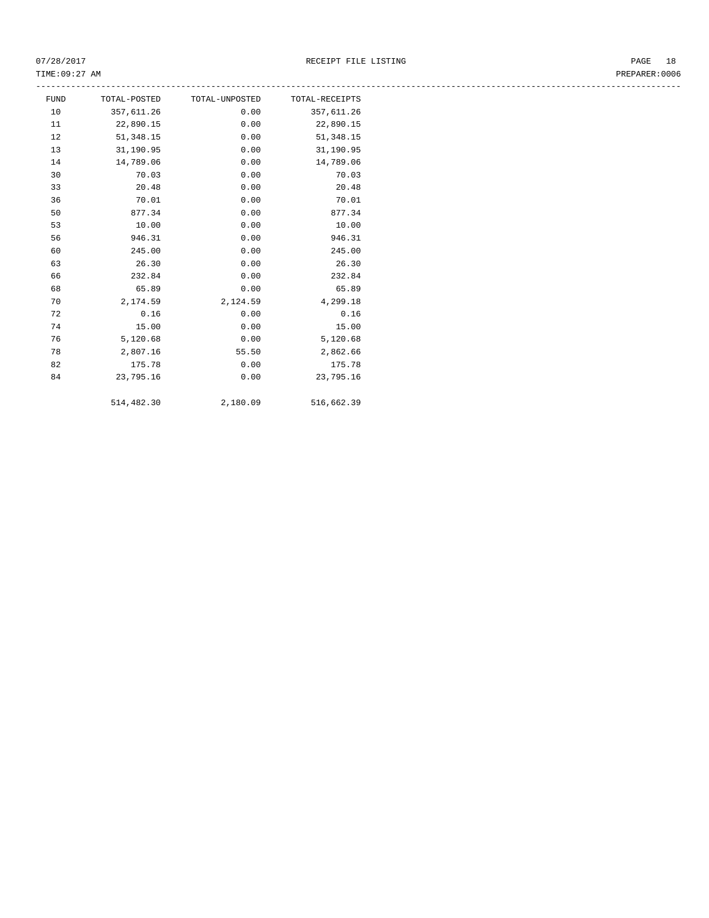07/28/2017 RECEIPT FILE LISTING

TIME:09:27 AM PREPARER:0006

| FUND | TOTAL-POSTED | TOTAL-UNPOSTED | TOTAL-RECEIPTS |
|---|---|---|---|
| 10 | 357,611.26 | 0.00 | 357,611.26 |
| 11 | 22,890.15 | 0.00 | 22,890.15 |
| 12 | 51,348.15 | 0.00 | 51,348.15 |
| 13 | 31,190.95 | 0.00 | 31,190.95 |
| 14 | 14,789.06 | 0.00 | 14,789.06 |
| 30 | 70.03 | 0.00 | 70.03 |
| 33 | 20.48 | 0.00 | 20.48 |
| 36 | 70.01 | 0.00 | 70.01 |
| 50 | 877.34 | 0.00 | 877.34 |
| 53 | 10.00 | 0.00 | 10.00 |
| 56 | 946.31 | 0.00 | 946.31 |
| 60 | 245.00 | 0.00 | 245.00 |
| 63 | 26.30 | 0.00 | 26.30 |
| 66 | 232.84 | 0.00 | 232.84 |
| 68 | 65.89 | 0.00 | 65.89 |
| 70 | 2,174.59 | 2,124.59 | 4,299.18 |
| 72 | 0.16 | 0.00 | 0.16 |
| 74 | 15.00 | 0.00 | 15.00 |
| 76 | 5,120.68 | 0.00 | 5,120.68 |
| 78 | 2,807.16 | 55.50 | 2,862.66 |
| 82 | 175.78 | 0.00 | 175.78 |
| 84 | 23,795.16 | 0.00 | 23,795.16 |
| | 514,482.30 | 2,180.09 | 516,662.39 |